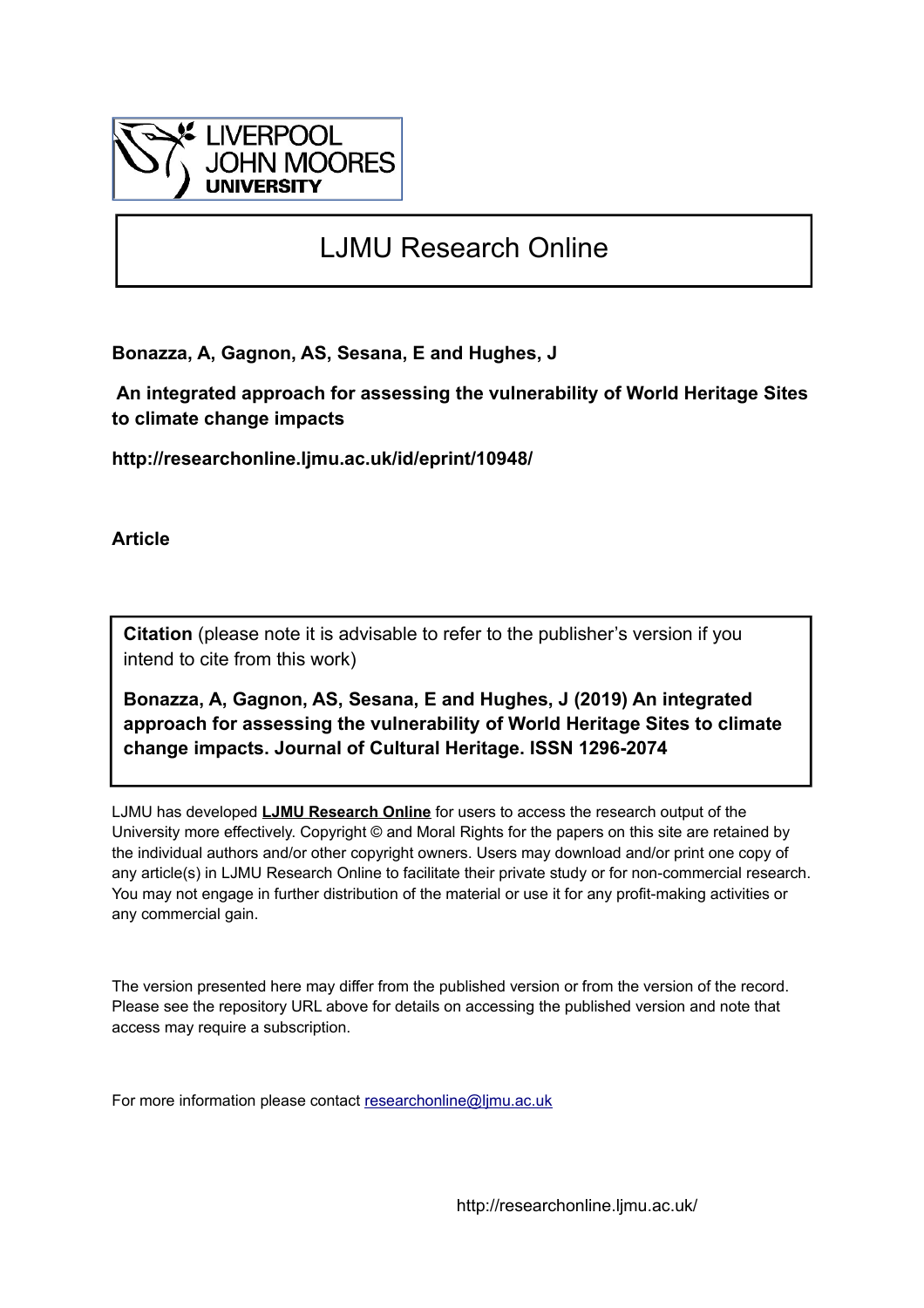LIVERPOOL JOHN MOORES UNIVERSITY

# LJMU Research Online

**Bonazza, A, Gagnon, AS, Sesana, E and Hughes, J**

**An integrated approach for assessing the vulnerability of World Heritage Sites to climate change impacts**

**http://researchonline.ljmu.ac.uk/id/eprint/10948/**

**Article**

**Citation** (please note it is advisable to refer to the publisher's version if you intend to cite from this work)

**Bonazza, A, Gagnon, AS, Sesana, E and Hughes, J (2019) An integrated approach for assessing the vulnerability of World Heritage Sites to climate change impacts. Journal of Cultural Heritage. ISSN 1296-2074**

LJMU has developed **LJMU Research Online** for users to access the research output of the University more effectively. Copyright © and Moral Rights for the papers on this site are retained by the individual authors and/or other copyright owners. Users may download and/or print one copy of any article(s) in LJMU Research Online to facilitate their private study or for non-commercial research. You may not engage in further distribution of the material or use it for any profit-making activities or any commercial gain.

The version presented here may differ from the published version or from the version of the record. Please see the repository URL above for details on accessing the published version and note that access may require a subscription.

For more information please contact researchonline@ljmu.ac.uk

http://researchonline.ljmu.ac.uk/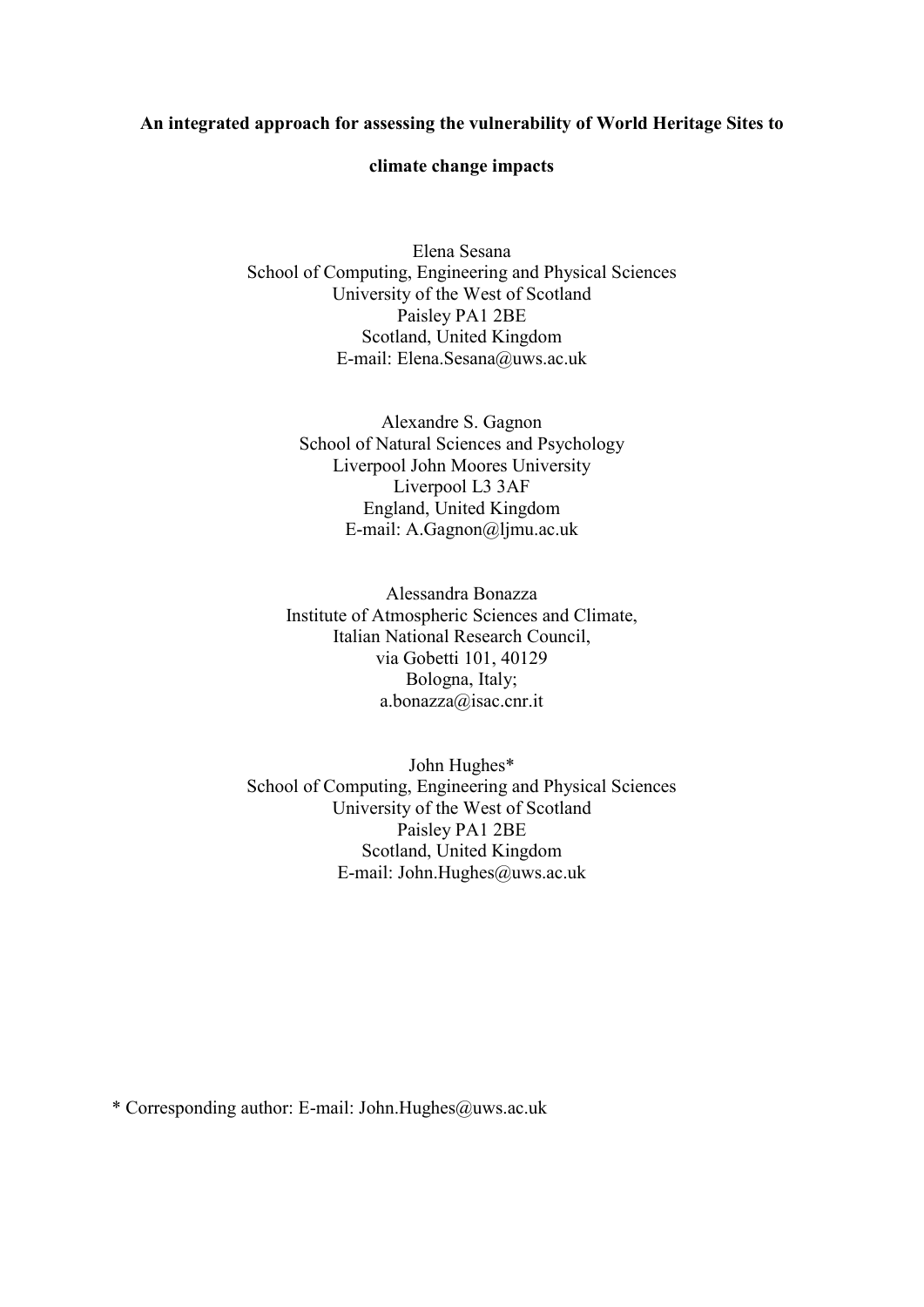**An integrated approach for assessing the vulnerability of World Heritage Sites to climate change impacts**

Elena Sesana
School of Computing, Engineering and Physical Sciences
University of the West of Scotland
Paisley PA1 2BE
Scotland, United Kingdom
E-mail: Elena.Sesana@uws.ac.uk

Alexandre S. Gagnon
School of Natural Sciences and Psychology
Liverpool John Moores University
Liverpool L3 3AF
England, United Kingdom
E-mail: A.Gagnon@ljmu.ac.uk

Alessandra Bonazza
Institute of Atmospheric Sciences and Climate,
Italian National Research Council,
via Gobetti 101, 40129
Bologna, Italy;
a.bonazza@isac.cnr.it

John Hughes*
School of Computing, Engineering and Physical Sciences
University of the West of Scotland
Paisley PA1 2BE
Scotland, United Kingdom
E-mail: John.Hughes@uws.ac.uk

\* Corresponding author: E-mail: John.Hughes@uws.ac.uk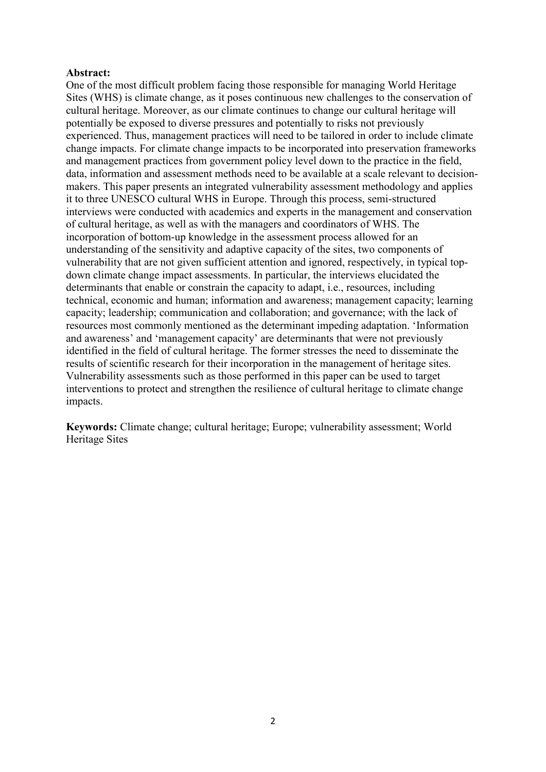**Abstract:**

One of the most difficult problem facing those responsible for managing World Heritage Sites (WHS) is climate change, as it poses continuous new challenges to the conservation of cultural heritage. Moreover, as our climate continues to change our cultural heritage will potentially be exposed to diverse pressures and potentially to risks not previously experienced. Thus, management practices will need to be tailored in order to include climate change impacts. For climate change impacts to be incorporated into preservation frameworks and management practices from government policy level down to the practice in the field, data, information and assessment methods need to be available at a scale relevant to decision-makers. This paper presents an integrated vulnerability assessment methodology and applies it to three UNESCO cultural WHS in Europe. Through this process, semi-structured interviews were conducted with academics and experts in the management and conservation of cultural heritage, as well as with the managers and coordinators of WHS. The incorporation of bottom-up knowledge in the assessment process allowed for an understanding of the sensitivity and adaptive capacity of the sites, two components of vulnerability that are not given sufficient attention and ignored, respectively, in typical top-down climate change impact assessments. In particular, the interviews elucidated the determinants that enable or constrain the capacity to adapt, i.e., resources, including technical, economic and human; information and awareness; management capacity; learning capacity; leadership; communication and collaboration; and governance; with the lack of resources most commonly mentioned as the determinant impeding adaptation. 'Information and awareness' and 'management capacity' are determinants that were not previously identified in the field of cultural heritage. The former stresses the need to disseminate the results of scientific research for their incorporation in the management of heritage sites. Vulnerability assessments such as those performed in this paper can be used to target interventions to protect and strengthen the resilience of cultural heritage to climate change impacts.

**Keywords:** Climate change; cultural heritage; Europe; vulnerability assessment; World Heritage Sites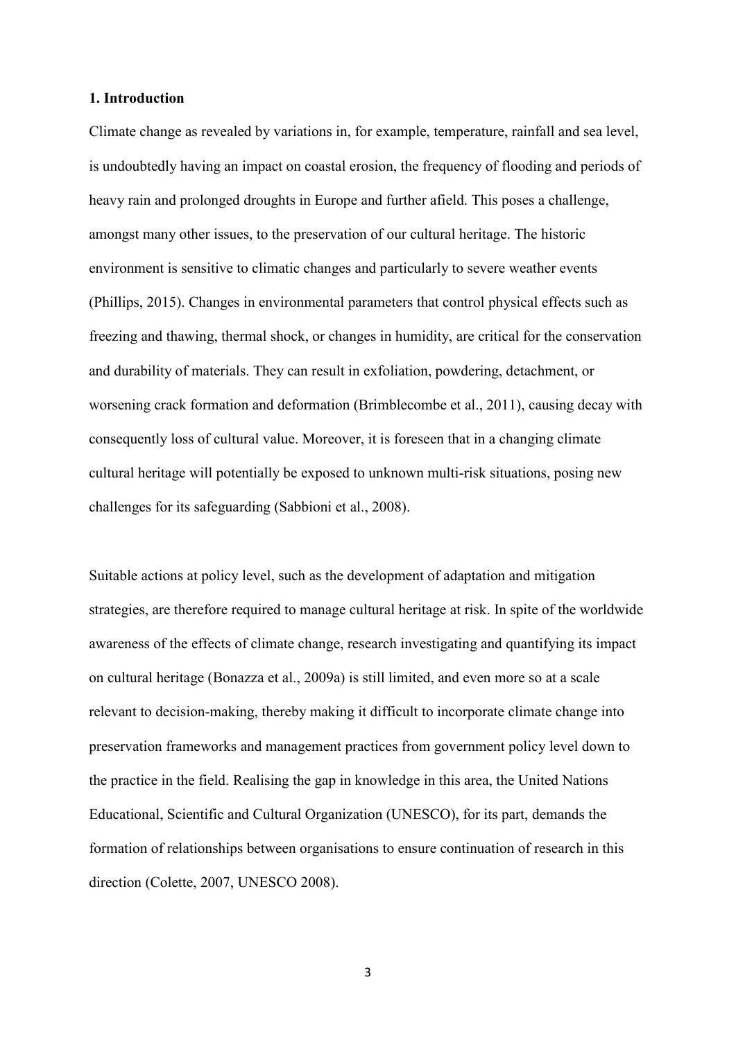## 1. Introduction

Climate change as revealed by variations in, for example, temperature, rainfall and sea level, is undoubtedly having an impact on coastal erosion, the frequency of flooding and periods of heavy rain and prolonged droughts in Europe and further afield. This poses a challenge, amongst many other issues, to the preservation of our cultural heritage. The historic environment is sensitive to climatic changes and particularly to severe weather events (Phillips, 2015). Changes in environmental parameters that control physical effects such as freezing and thawing, thermal shock, or changes in humidity, are critical for the conservation and durability of materials. They can result in exfoliation, powdering, detachment, or worsening crack formation and deformation (Brimblecombe et al., 2011), causing decay with consequently loss of cultural value. Moreover, it is foreseen that in a changing climate cultural heritage will potentially be exposed to unknown multi-risk situations, posing new challenges for its safeguarding (Sabbioni et al., 2008).

Suitable actions at policy level, such as the development of adaptation and mitigation strategies, are therefore required to manage cultural heritage at risk. In spite of the worldwide awareness of the effects of climate change, research investigating and quantifying its impact on cultural heritage (Bonazza et al., 2009a) is still limited, and even more so at a scale relevant to decision-making, thereby making it difficult to incorporate climate change into preservation frameworks and management practices from government policy level down to the practice in the field. Realising the gap in knowledge in this area, the United Nations Educational, Scientific and Cultural Organization (UNESCO), for its part, demands the formation of relationships between organisations to ensure continuation of research in this direction (Colette, 2007, UNESCO 2008).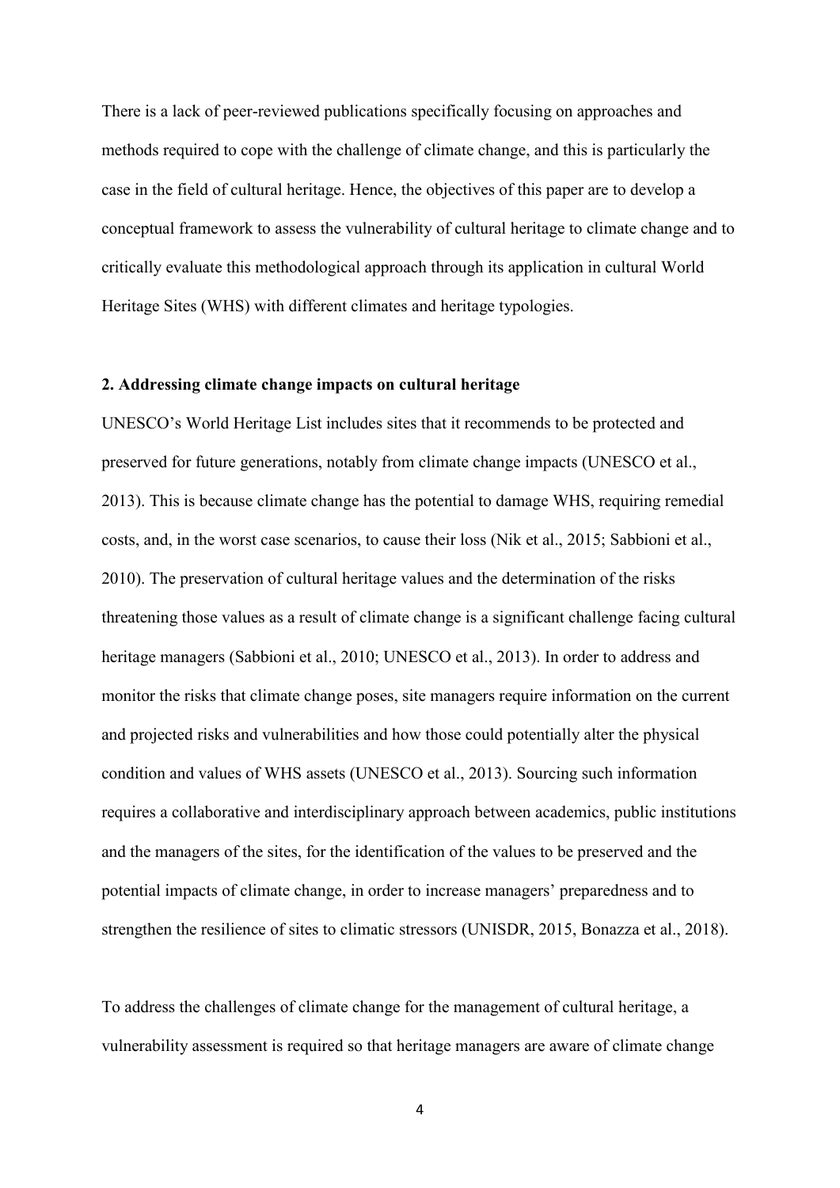There is a lack of peer-reviewed publications specifically focusing on approaches and methods required to cope with the challenge of climate change, and this is particularly the case in the field of cultural heritage. Hence, the objectives of this paper are to develop a conceptual framework to assess the vulnerability of cultural heritage to climate change and to critically evaluate this methodological approach through its application in cultural World Heritage Sites (WHS) with different climates and heritage typologies.

## 2. Addressing climate change impacts on cultural heritage

UNESCO's World Heritage List includes sites that it recommends to be protected and preserved for future generations, notably from climate change impacts (UNESCO et al., 2013). This is because climate change has the potential to damage WHS, requiring remedial costs, and, in the worst case scenarios, to cause their loss (Nik et al., 2015; Sabbioni et al., 2010). The preservation of cultural heritage values and the determination of the risks threatening those values as a result of climate change is a significant challenge facing cultural heritage managers (Sabbioni et al., 2010; UNESCO et al., 2013). In order to address and monitor the risks that climate change poses, site managers require information on the current and projected risks and vulnerabilities and how those could potentially alter the physical condition and values of WHS assets (UNESCO et al., 2013). Sourcing such information requires a collaborative and interdisciplinary approach between academics, public institutions and the managers of the sites, for the identification of the values to be preserved and the potential impacts of climate change, in order to increase managers' preparedness and to strengthen the resilience of sites to climatic stressors (UNISDR, 2015, Bonazza et al., 2018).

To address the challenges of climate change for the management of cultural heritage, a vulnerability assessment is required so that heritage managers are aware of climate change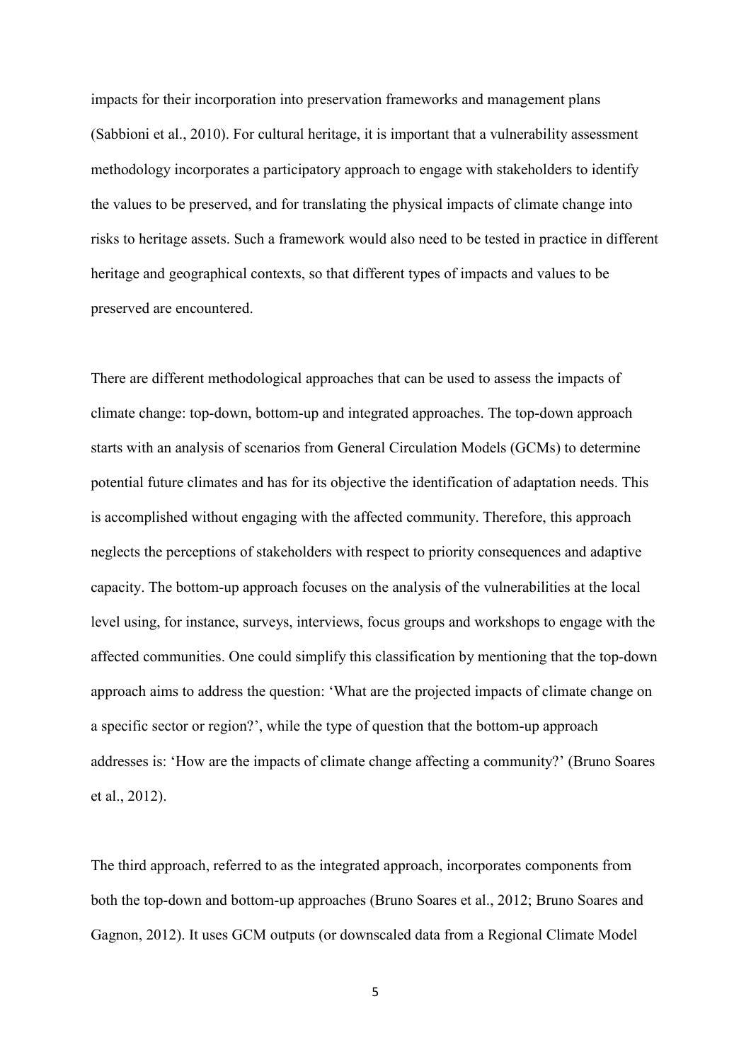impacts for their incorporation into preservation frameworks and management plans (Sabbioni et al., 2010). For cultural heritage, it is important that a vulnerability assessment methodology incorporates a participatory approach to engage with stakeholders to identify the values to be preserved, and for translating the physical impacts of climate change into risks to heritage assets. Such a framework would also need to be tested in practice in different heritage and geographical contexts, so that different types of impacts and values to be preserved are encountered.

There are different methodological approaches that can be used to assess the impacts of climate change: top-down, bottom-up and integrated approaches. The top-down approach starts with an analysis of scenarios from General Circulation Models (GCMs) to determine potential future climates and has for its objective the identification of adaptation needs. This is accomplished without engaging with the affected community. Therefore, this approach neglects the perceptions of stakeholders with respect to priority consequences and adaptive capacity. The bottom-up approach focuses on the analysis of the vulnerabilities at the local level using, for instance, surveys, interviews, focus groups and workshops to engage with the affected communities. One could simplify this classification by mentioning that the top-down approach aims to address the question: 'What are the projected impacts of climate change on a specific sector or region?', while the type of question that the bottom-up approach addresses is: 'How are the impacts of climate change affecting a community?' (Bruno Soares et al., 2012).

The third approach, referred to as the integrated approach, incorporates components from both the top-down and bottom-up approaches (Bruno Soares et al., 2012; Bruno Soares and Gagnon, 2012). It uses GCM outputs (or downscaled data from a Regional Climate Model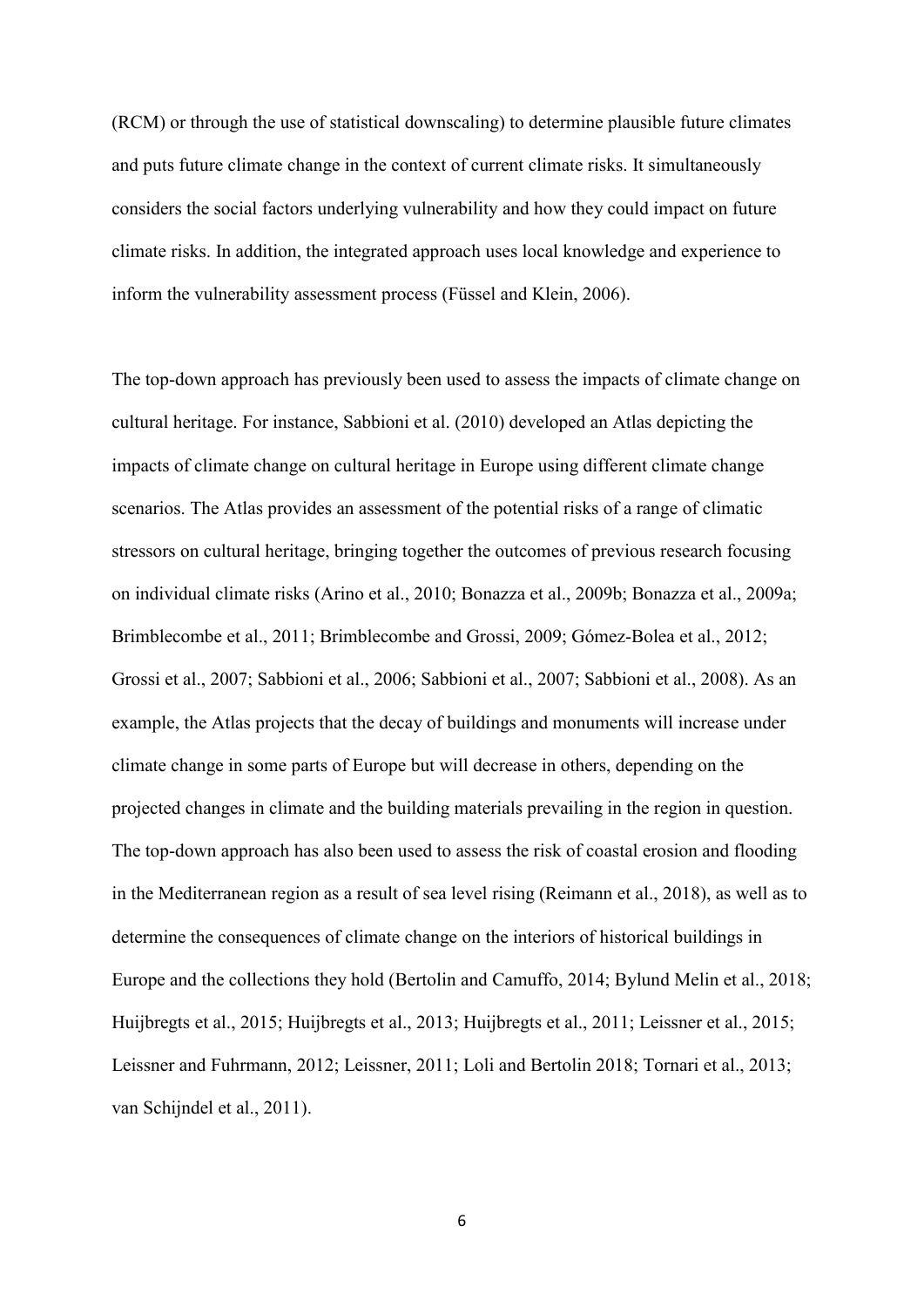(RCM) or through the use of statistical downscaling) to determine plausible future climates and puts future climate change in the context of current climate risks. It simultaneously considers the social factors underlying vulnerability and how they could impact on future climate risks. In addition, the integrated approach uses local knowledge and experience to inform the vulnerability assessment process (Füssel and Klein, 2006).

The top-down approach has previously been used to assess the impacts of climate change on cultural heritage. For instance, Sabbioni et al. (2010) developed an Atlas depicting the impacts of climate change on cultural heritage in Europe using different climate change scenarios. The Atlas provides an assessment of the potential risks of a range of climatic stressors on cultural heritage, bringing together the outcomes of previous research focusing on individual climate risks (Arino et al., 2010; Bonazza et al., 2009b; Bonazza et al., 2009a; Brimblecombe et al., 2011; Brimblecombe and Grossi, 2009; Gómez-Bolea et al., 2012; Grossi et al., 2007; Sabbioni et al., 2006; Sabbioni et al., 2007; Sabbioni et al., 2008). As an example, the Atlas projects that the decay of buildings and monuments will increase under climate change in some parts of Europe but will decrease in others, depending on the projected changes in climate and the building materials prevailing in the region in question. The top-down approach has also been used to assess the risk of coastal erosion and flooding in the Mediterranean region as a result of sea level rising (Reimann et al., 2018), as well as to determine the consequences of climate change on the interiors of historical buildings in Europe and the collections they hold (Bertolin and Camuffo, 2014; Bylund Melin et al., 2018; Huijbregts et al., 2015; Huijbregts et al., 2013; Huijbregts et al., 2011; Leissner et al., 2015; Leissner and Fuhrmann, 2012; Leissner, 2011; Loli and Bertolin 2018; Tornari et al., 2013; van Schijndel et al., 2011).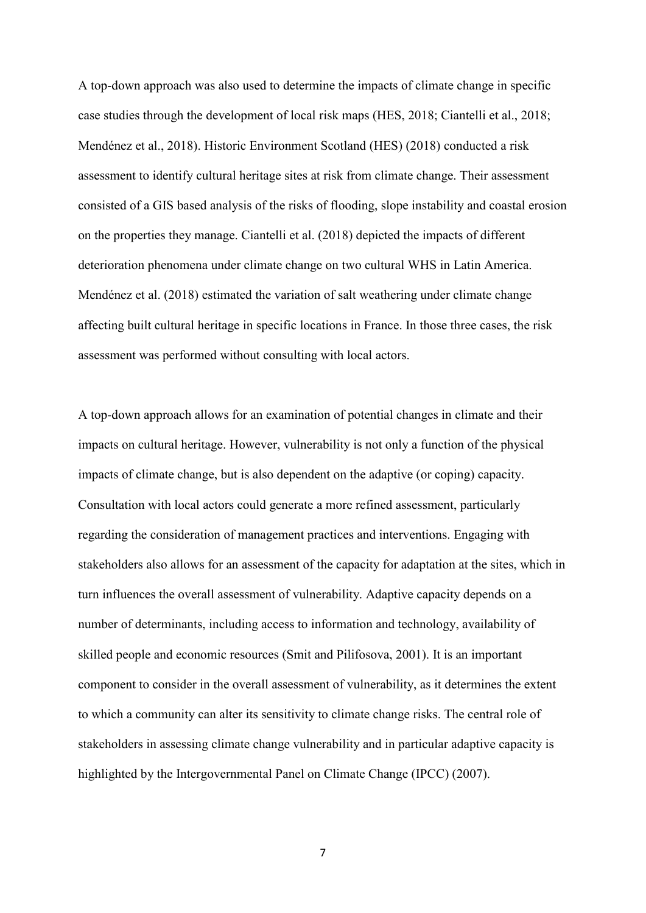A top-down approach was also used to determine the impacts of climate change in specific case studies through the development of local risk maps (HES, 2018; Ciantelli et al., 2018; Mendénez et al., 2018). Historic Environment Scotland (HES) (2018) conducted a risk assessment to identify cultural heritage sites at risk from climate change. Their assessment consisted of a GIS based analysis of the risks of flooding, slope instability and coastal erosion on the properties they manage. Ciantelli et al. (2018) depicted the impacts of different deterioration phenomena under climate change on two cultural WHS in Latin America. Mendénez et al. (2018) estimated the variation of salt weathering under climate change affecting built cultural heritage in specific locations in France. In those three cases, the risk assessment was performed without consulting with local actors.

A top-down approach allows for an examination of potential changes in climate and their impacts on cultural heritage. However, vulnerability is not only a function of the physical impacts of climate change, but is also dependent on the adaptive (or coping) capacity. Consultation with local actors could generate a more refined assessment, particularly regarding the consideration of management practices and interventions. Engaging with stakeholders also allows for an assessment of the capacity for adaptation at the sites, which in turn influences the overall assessment of vulnerability. Adaptive capacity depends on a number of determinants, including access to information and technology, availability of skilled people and economic resources (Smit and Pilifosova, 2001). It is an important component to consider in the overall assessment of vulnerability, as it determines the extent to which a community can alter its sensitivity to climate change risks. The central role of stakeholders in assessing climate change vulnerability and in particular adaptive capacity is highlighted by the Intergovernmental Panel on Climate Change (IPCC) (2007).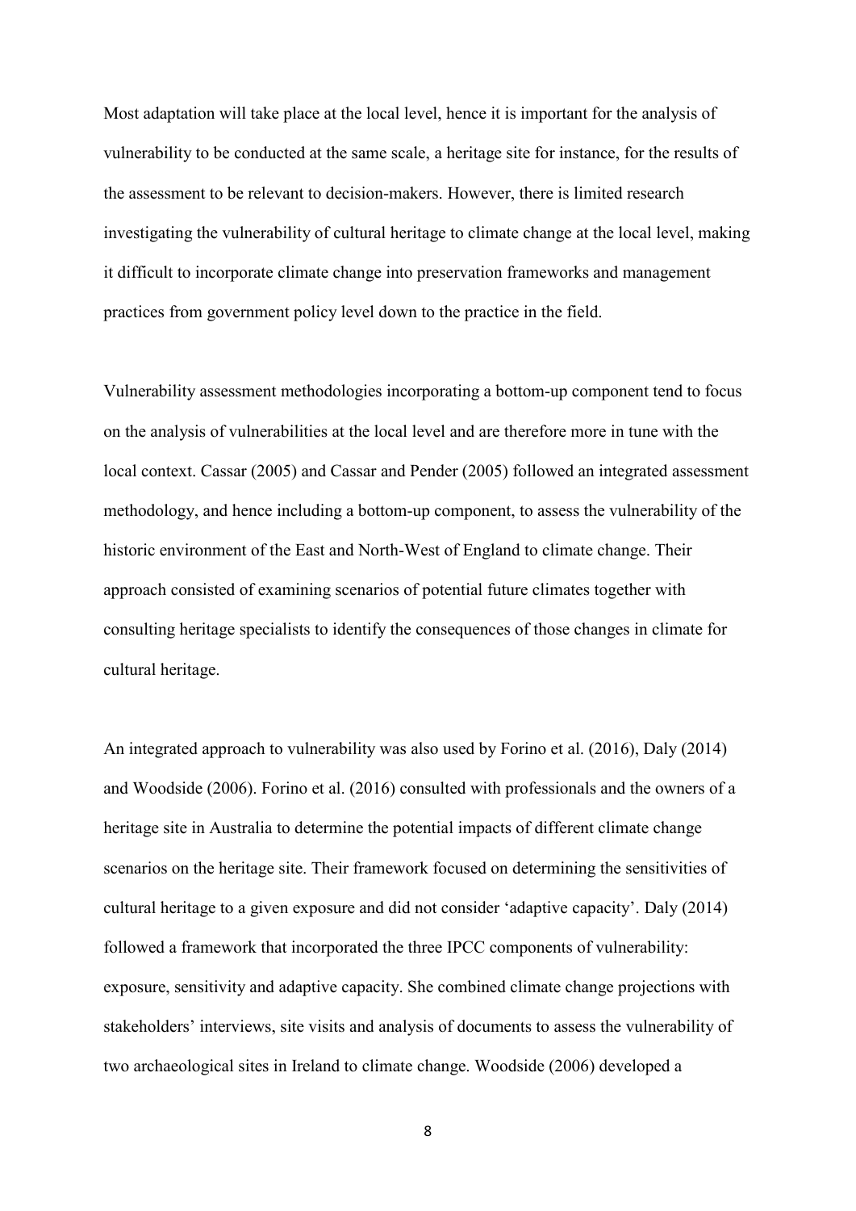Most adaptation will take place at the local level, hence it is important for the analysis of vulnerability to be conducted at the same scale, a heritage site for instance, for the results of the assessment to be relevant to decision-makers. However, there is limited research investigating the vulnerability of cultural heritage to climate change at the local level, making it difficult to incorporate climate change into preservation frameworks and management practices from government policy level down to the practice in the field.

Vulnerability assessment methodologies incorporating a bottom-up component tend to focus on the analysis of vulnerabilities at the local level and are therefore more in tune with the local context. Cassar (2005) and Cassar and Pender (2005) followed an integrated assessment methodology, and hence including a bottom-up component, to assess the vulnerability of the historic environment of the East and North-West of England to climate change. Their approach consisted of examining scenarios of potential future climates together with consulting heritage specialists to identify the consequences of those changes in climate for cultural heritage.

An integrated approach to vulnerability was also used by Forino et al. (2016), Daly (2014) and Woodside (2006). Forino et al. (2016) consulted with professionals and the owners of a heritage site in Australia to determine the potential impacts of different climate change scenarios on the heritage site. Their framework focused on determining the sensitivities of cultural heritage to a given exposure and did not consider 'adaptive capacity'. Daly (2014) followed a framework that incorporated the three IPCC components of vulnerability: exposure, sensitivity and adaptive capacity. She combined climate change projections with stakeholders' interviews, site visits and analysis of documents to assess the vulnerability of two archaeological sites in Ireland to climate change. Woodside (2006) developed a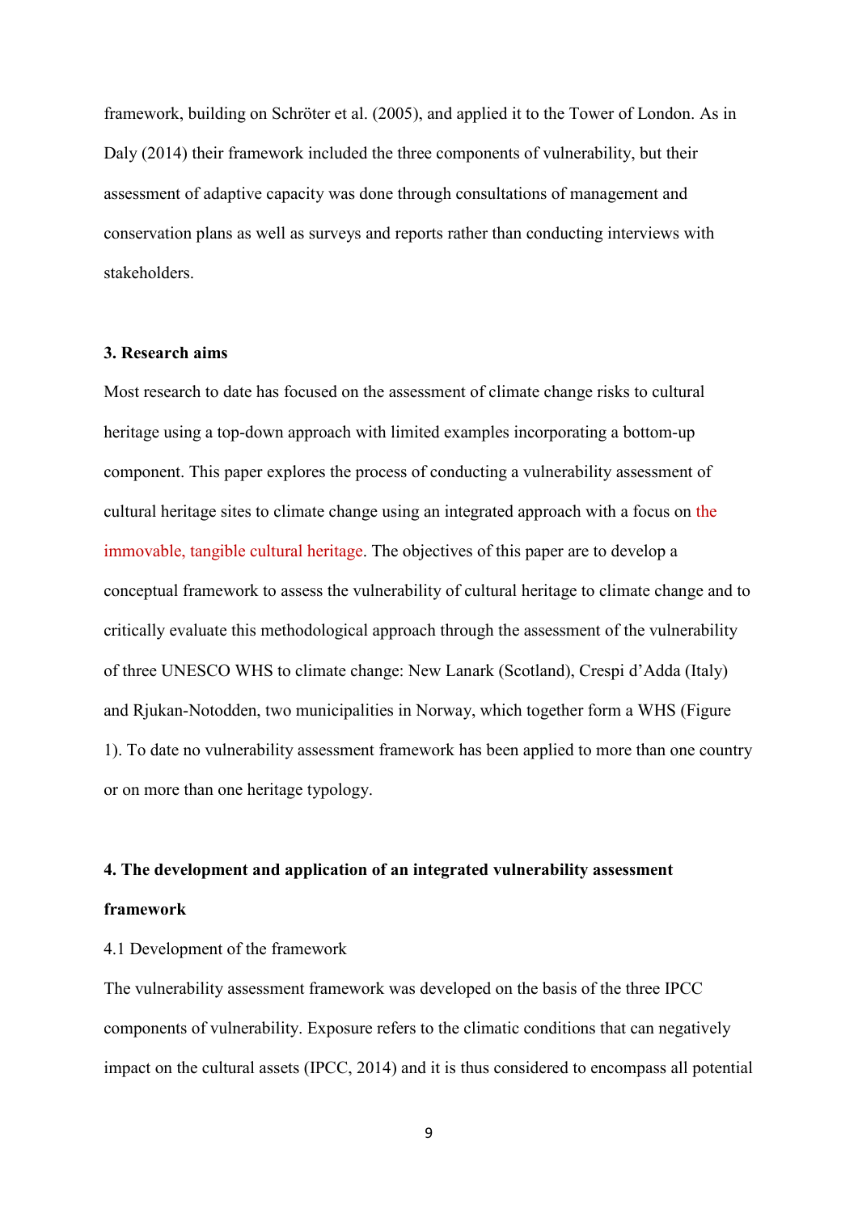framework, building on Schröter et al. (2005), and applied it to the Tower of London. As in Daly (2014) their framework included the three components of vulnerability, but their assessment of adaptive capacity was done through consultations of management and conservation plans as well as surveys and reports rather than conducting interviews with stakeholders.

### 3. Research aims

Most research to date has focused on the assessment of climate change risks to cultural heritage using a top-down approach with limited examples incorporating a bottom-up component. This paper explores the process of conducting a vulnerability assessment of cultural heritage sites to climate change using an integrated approach with a focus on the immovable, tangible cultural heritage. The objectives of this paper are to develop a conceptual framework to assess the vulnerability of cultural heritage to climate change and to critically evaluate this methodological approach through the assessment of the vulnerability of three UNESCO WHS to climate change: New Lanark (Scotland), Crespi d'Adda (Italy) and Rjukan-Notodden, two municipalities in Norway, which together form a WHS (Figure 1). To date no vulnerability assessment framework has been applied to more than one country or on more than one heritage typology.

### 4. The development and application of an integrated vulnerability assessment framework

4.1 Development of the framework

The vulnerability assessment framework was developed on the basis of the three IPCC components of vulnerability. Exposure refers to the climatic conditions that can negatively impact on the cultural assets (IPCC, 2014) and it is thus considered to encompass all potential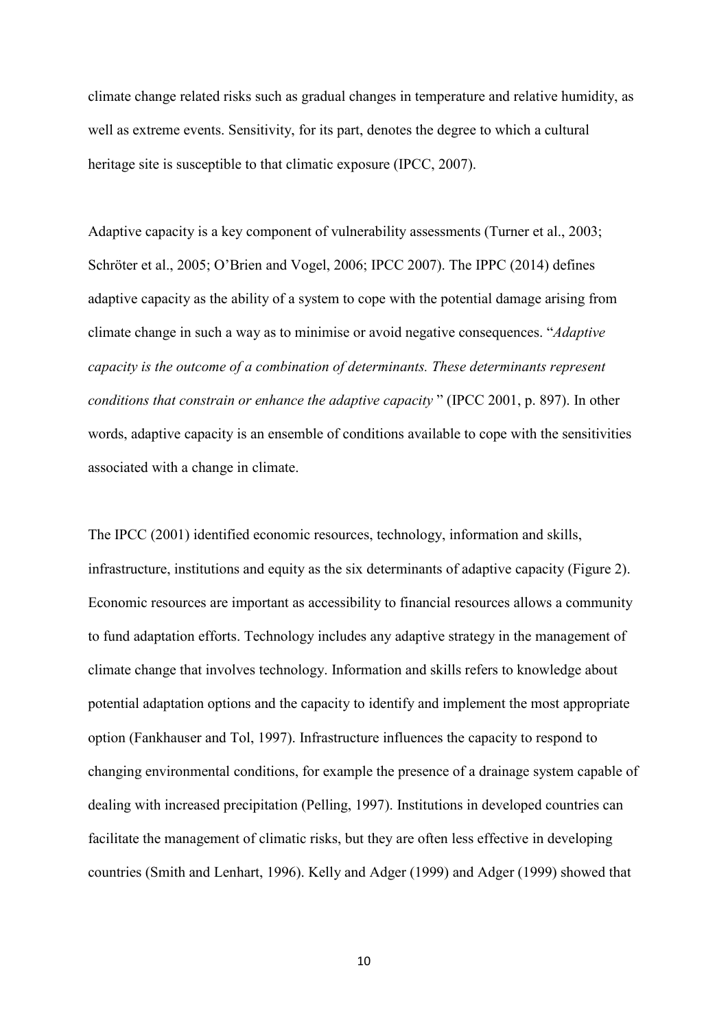climate change related risks such as gradual changes in temperature and relative humidity, as well as extreme events. Sensitivity, for its part, denotes the degree to which a cultural heritage site is susceptible to that climatic exposure (IPCC, 2007).

Adaptive capacity is a key component of vulnerability assessments (Turner et al., 2003; Schröter et al., 2005; O'Brien and Vogel, 2006; IPCC 2007). The IPPC (2014) defines adaptive capacity as the ability of a system to cope with the potential damage arising from climate change in such a way as to minimise or avoid negative consequences. "*Adaptive capacity is the outcome of a combination of determinants. These determinants represent conditions that constrain or enhance the adaptive capacity* " (IPCC 2001, p. 897). In other words, adaptive capacity is an ensemble of conditions available to cope with the sensitivities associated with a change in climate.

The IPCC (2001) identified economic resources, technology, information and skills, infrastructure, institutions and equity as the six determinants of adaptive capacity (Figure 2). Economic resources are important as accessibility to financial resources allows a community to fund adaptation efforts. Technology includes any adaptive strategy in the management of climate change that involves technology. Information and skills refers to knowledge about potential adaptation options and the capacity to identify and implement the most appropriate option (Fankhauser and Tol, 1997). Infrastructure influences the capacity to respond to changing environmental conditions, for example the presence of a drainage system capable of dealing with increased precipitation (Pelling, 1997). Institutions in developed countries can facilitate the management of climatic risks, but they are often less effective in developing countries (Smith and Lenhart, 1996). Kelly and Adger (1999) and Adger (1999) showed that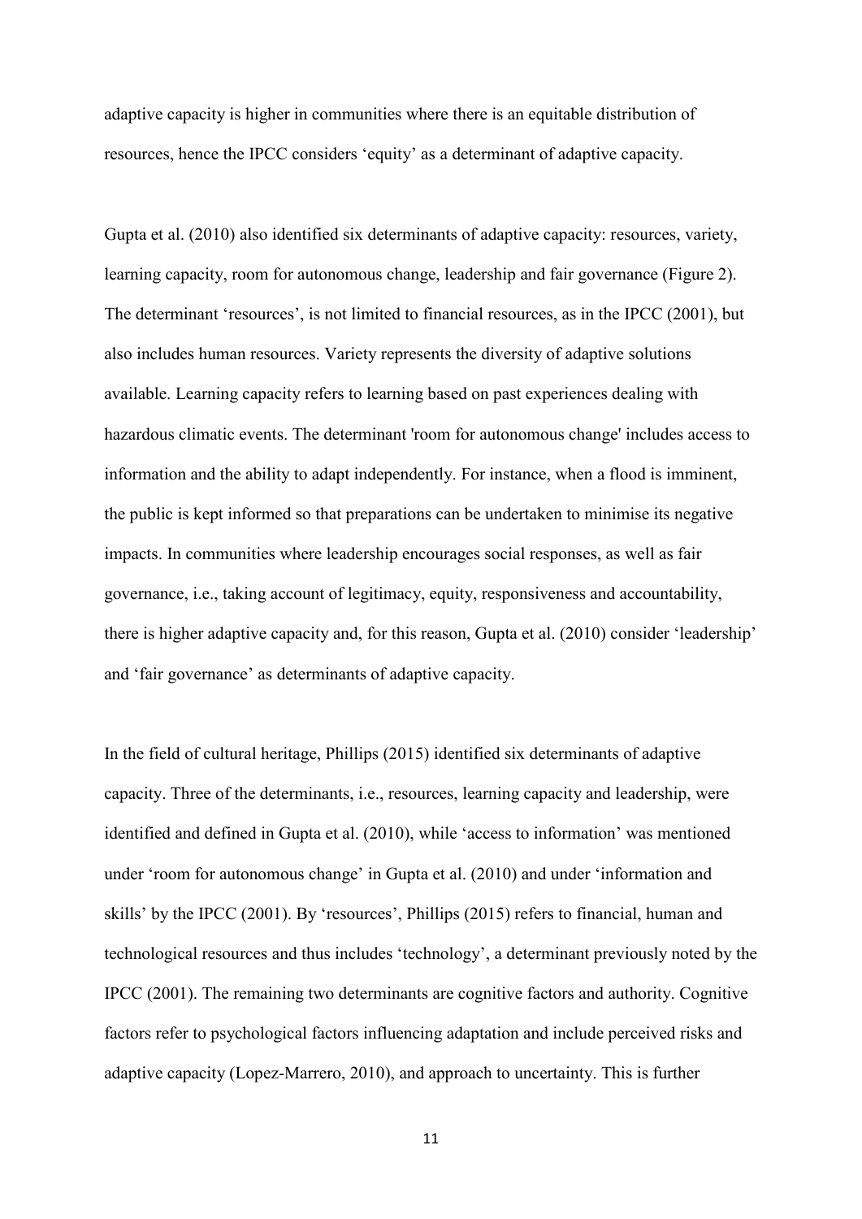adaptive capacity is higher in communities where there is an equitable distribution of resources, hence the IPCC considers 'equity' as a determinant of adaptive capacity.

Gupta et al. (2010) also identified six determinants of adaptive capacity: resources, variety, learning capacity, room for autonomous change, leadership and fair governance (Figure 2). The determinant 'resources', is not limited to financial resources, as in the IPCC (2001), but also includes human resources. Variety represents the diversity of adaptive solutions available. Learning capacity refers to learning based on past experiences dealing with hazardous climatic events. The determinant 'room for autonomous change' includes access to information and the ability to adapt independently. For instance, when a flood is imminent, the public is kept informed so that preparations can be undertaken to minimise its negative impacts. In communities where leadership encourages social responses, as well as fair governance, i.e., taking account of legitimacy, equity, responsiveness and accountability, there is higher adaptive capacity and, for this reason, Gupta et al. (2010) consider 'leadership' and 'fair governance' as determinants of adaptive capacity.

In the field of cultural heritage, Phillips (2015) identified six determinants of adaptive capacity. Three of the determinants, i.e., resources, learning capacity and leadership, were identified and defined in Gupta et al. (2010), while 'access to information' was mentioned under 'room for autonomous change' in Gupta et al. (2010) and under 'information and skills' by the IPCC (2001). By 'resources', Phillips (2015) refers to financial, human and technological resources and thus includes 'technology', a determinant previously noted by the IPCC (2001). The remaining two determinants are cognitive factors and authority. Cognitive factors refer to psychological factors influencing adaptation and include perceived risks and adaptive capacity (Lopez-Marrero, 2010), and approach to uncertainty. This is further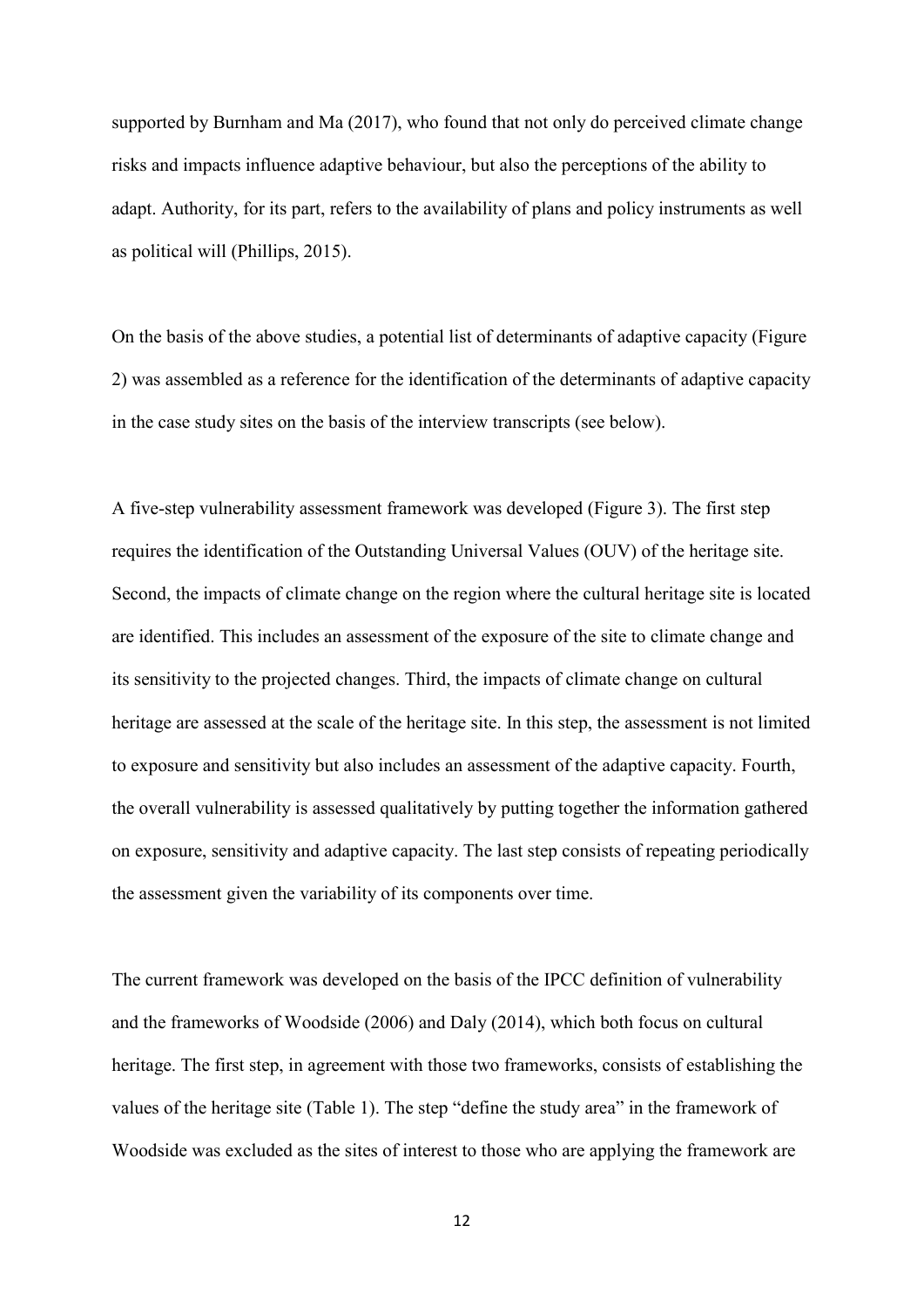supported by Burnham and Ma (2017), who found that not only do perceived climate change risks and impacts influence adaptive behaviour, but also the perceptions of the ability to adapt. Authority, for its part, refers to the availability of plans and policy instruments as well as political will (Phillips, 2015).

On the basis of the above studies, a potential list of determinants of adaptive capacity (Figure 2) was assembled as a reference for the identification of the determinants of adaptive capacity in the case study sites on the basis of the interview transcripts (see below).

A five-step vulnerability assessment framework was developed (Figure 3). The first step requires the identification of the Outstanding Universal Values (OUV) of the heritage site. Second, the impacts of climate change on the region where the cultural heritage site is located are identified. This includes an assessment of the exposure of the site to climate change and its sensitivity to the projected changes. Third, the impacts of climate change on cultural heritage are assessed at the scale of the heritage site. In this step, the assessment is not limited to exposure and sensitivity but also includes an assessment of the adaptive capacity. Fourth, the overall vulnerability is assessed qualitatively by putting together the information gathered on exposure, sensitivity and adaptive capacity. The last step consists of repeating periodically the assessment given the variability of its components over time.

The current framework was developed on the basis of the IPCC definition of vulnerability and the frameworks of Woodside (2006) and Daly (2014), which both focus on cultural heritage. The first step, in agreement with those two frameworks, consists of establishing the values of the heritage site (Table 1). The step "define the study area" in the framework of Woodside was excluded as the sites of interest to those who are applying the framework are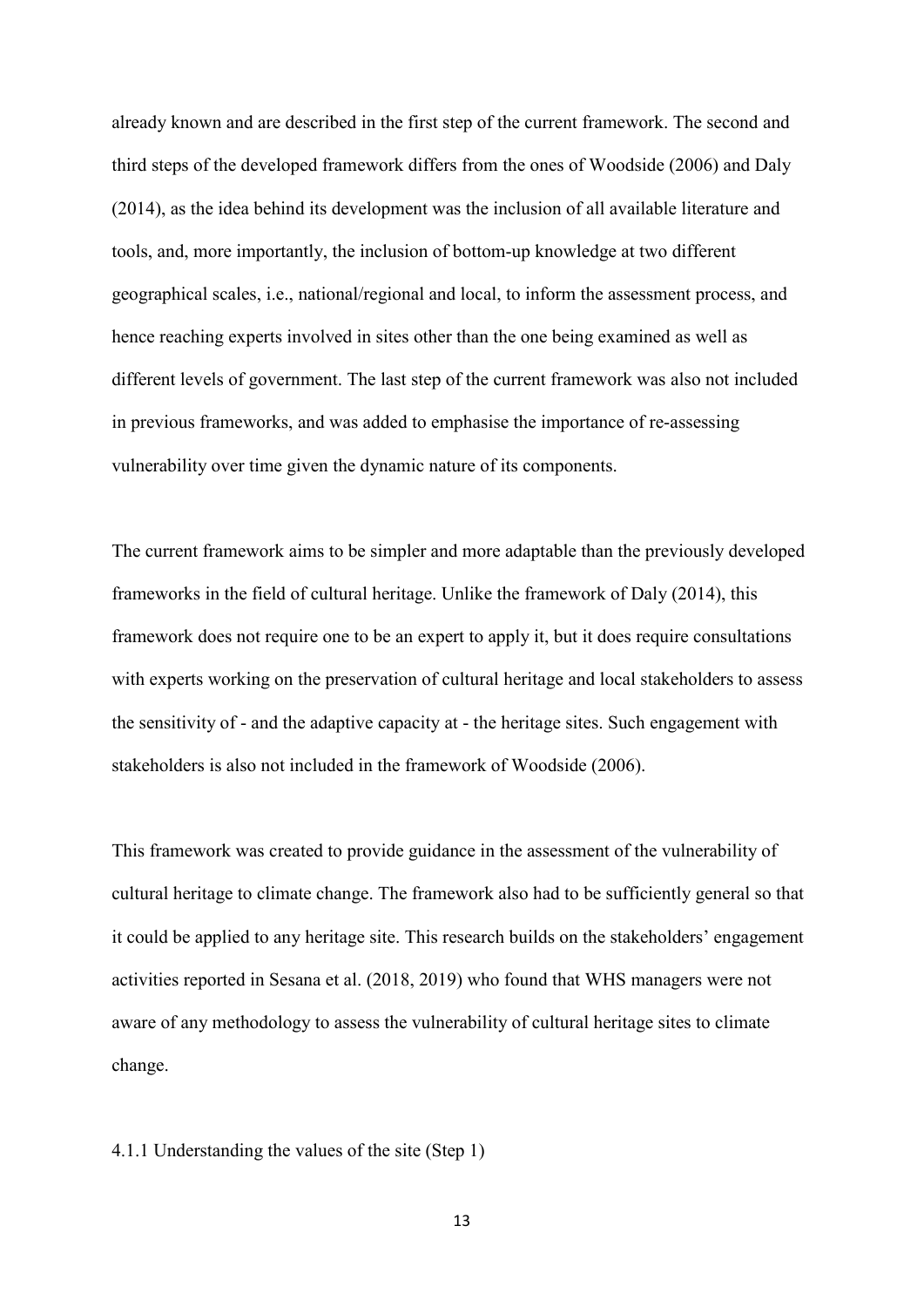already known and are described in the first step of the current framework. The second and third steps of the developed framework differs from the ones of Woodside (2006) and Daly (2014), as the idea behind its development was the inclusion of all available literature and tools, and, more importantly, the inclusion of bottom-up knowledge at two different geographical scales, i.e., national/regional and local, to inform the assessment process, and hence reaching experts involved in sites other than the one being examined as well as different levels of government. The last step of the current framework was also not included in previous frameworks, and was added to emphasise the importance of re-assessing vulnerability over time given the dynamic nature of its components.

The current framework aims to be simpler and more adaptable than the previously developed frameworks in the field of cultural heritage. Unlike the framework of Daly (2014), this framework does not require one to be an expert to apply it, but it does require consultations with experts working on the preservation of cultural heritage and local stakeholders to assess the sensitivity of - and the adaptive capacity at - the heritage sites. Such engagement with stakeholders is also not included in the framework of Woodside (2006).

This framework was created to provide guidance in the assessment of the vulnerability of cultural heritage to climate change. The framework also had to be sufficiently general so that it could be applied to any heritage site. This research builds on the stakeholders' engagement activities reported in Sesana et al. (2018, 2019) who found that WHS managers were not aware of any methodology to assess the vulnerability of cultural heritage sites to climate change.

#### 4.1.1 Understanding the values of the site (Step 1)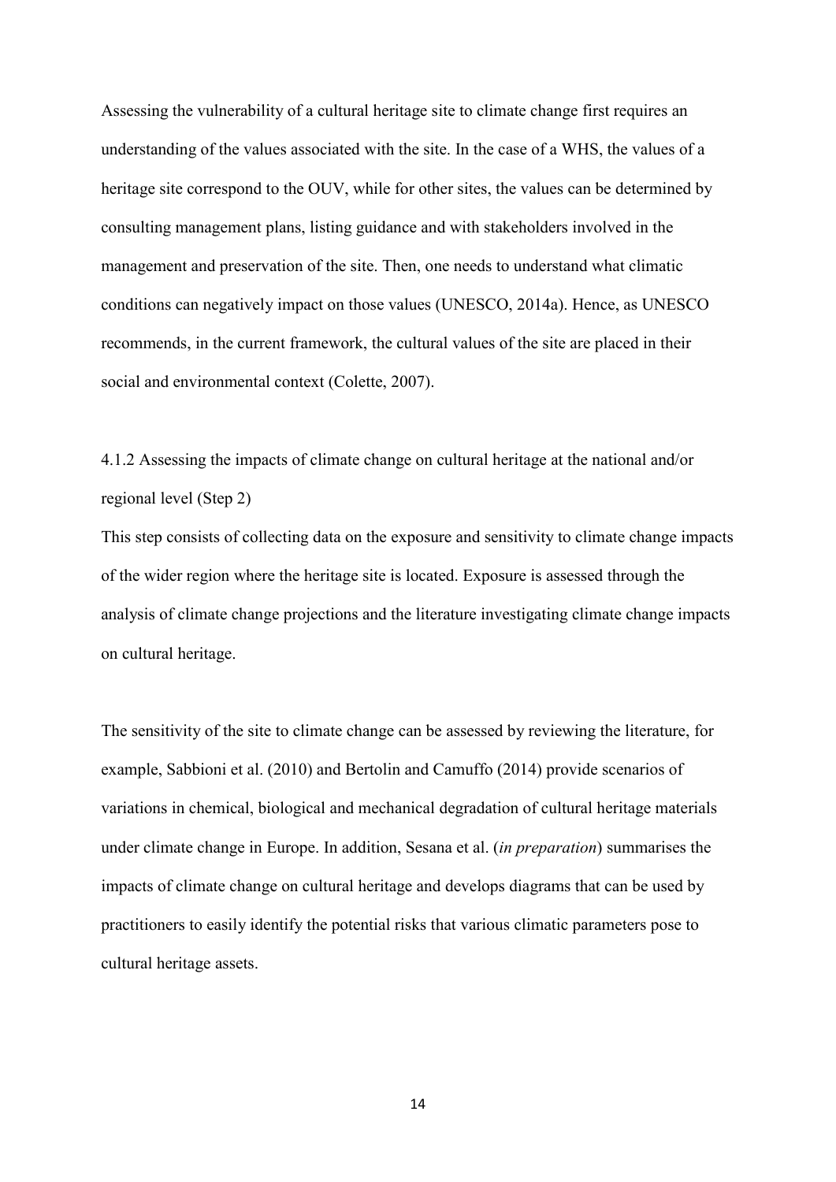Assessing the vulnerability of a cultural heritage site to climate change first requires an understanding of the values associated with the site. In the case of a WHS, the values of a heritage site correspond to the OUV, while for other sites, the values can be determined by consulting management plans, listing guidance and with stakeholders involved in the management and preservation of the site. Then, one needs to understand what climatic conditions can negatively impact on those values (UNESCO, 2014a). Hence, as UNESCO recommends, in the current framework, the cultural values of the site are placed in their social and environmental context (Colette, 2007).

#### 4.1.2 Assessing the impacts of climate change on cultural heritage at the national and/or regional level (Step 2)

This step consists of collecting data on the exposure and sensitivity to climate change impacts of the wider region where the heritage site is located. Exposure is assessed through the analysis of climate change projections and the literature investigating climate change impacts on cultural heritage.

The sensitivity of the site to climate change can be assessed by reviewing the literature, for example, Sabbioni et al. (2010) and Bertolin and Camuffo (2014) provide scenarios of variations in chemical, biological and mechanical degradation of cultural heritage materials under climate change in Europe. In addition, Sesana et al. (*in preparation*) summarises the impacts of climate change on cultural heritage and develops diagrams that can be used by practitioners to easily identify the potential risks that various climatic parameters pose to cultural heritage assets.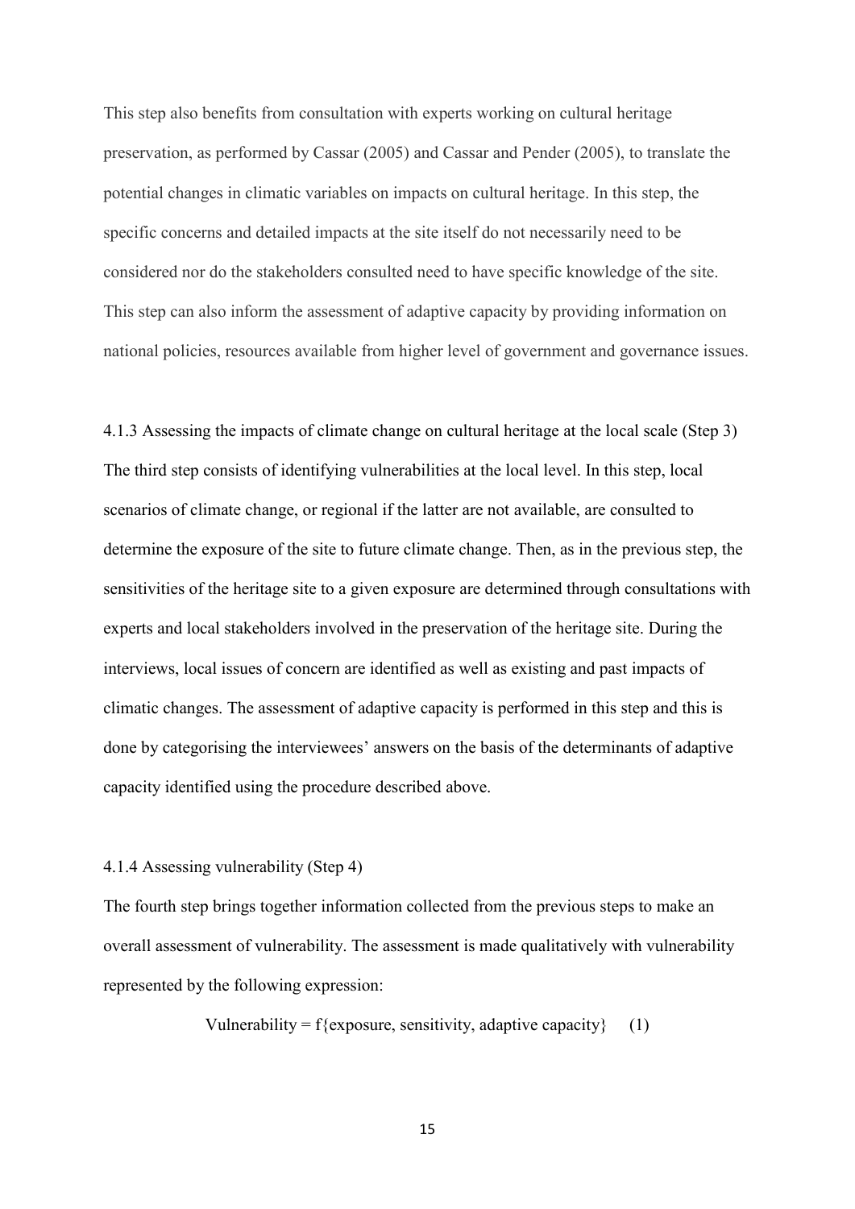This step also benefits from consultation with experts working on cultural heritage preservation, as performed by Cassar (2005) and Cassar and Pender (2005), to translate the potential changes in climatic variables on impacts on cultural heritage. In this step, the specific concerns and detailed impacts at the site itself do not necessarily need to be considered nor do the stakeholders consulted need to have specific knowledge of the site. This step can also inform the assessment of adaptive capacity by providing information on national policies, resources available from higher level of government and governance issues.

### 4.1.3 Assessing the impacts of climate change on cultural heritage at the local scale (Step 3)

The third step consists of identifying vulnerabilities at the local level. In this step, local scenarios of climate change, or regional if the latter are not available, are consulted to determine the exposure of the site to future climate change. Then, as in the previous step, the sensitivities of the heritage site to a given exposure are determined through consultations with experts and local stakeholders involved in the preservation of the heritage site. During the interviews, local issues of concern are identified as well as existing and past impacts of climatic changes. The assessment of adaptive capacity is performed in this step and this is done by categorising the interviewees' answers on the basis of the determinants of adaptive capacity identified using the procedure described above.

### 4.1.4 Assessing vulnerability (Step 4)

The fourth step brings together information collected from the previous steps to make an overall assessment of vulnerability. The assessment is made qualitatively with vulnerability represented by the following expression:

$$\text{Vulnerability} = f\{\text{exposure, sensitivity, adaptive capacity}\} \quad (1)$$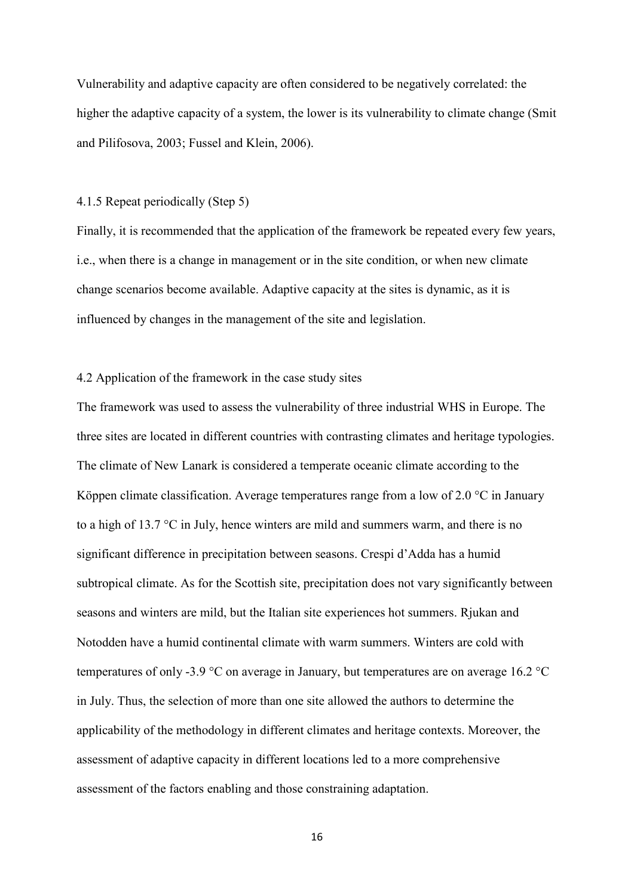Vulnerability and adaptive capacity are often considered to be negatively correlated: the higher the adaptive capacity of a system, the lower is its vulnerability to climate change (Smit and Pilifosova, 2003; Fussel and Klein, 2006).

#### 4.1.5 Repeat periodically (Step 5)

Finally, it is recommended that the application of the framework be repeated every few years, i.e., when there is a change in management or in the site condition, or when new climate change scenarios become available. Adaptive capacity at the sites is dynamic, as it is influenced by changes in the management of the site and legislation.

### 4.2 Application of the framework in the case study sites

The framework was used to assess the vulnerability of three industrial WHS in Europe. The three sites are located in different countries with contrasting climates and heritage typologies. The climate of New Lanark is considered a temperate oceanic climate according to the Köppen climate classification. Average temperatures range from a low of 2.0 °C in January to a high of 13.7 °C in July, hence winters are mild and summers warm, and there is no significant difference in precipitation between seasons. Crespi d'Adda has a humid subtropical climate. As for the Scottish site, precipitation does not vary significantly between seasons and winters are mild, but the Italian site experiences hot summers. Rjukan and Notodden have a humid continental climate with warm summers. Winters are cold with temperatures of only -3.9 °C on average in January, but temperatures are on average 16.2 °C in July. Thus, the selection of more than one site allowed the authors to determine the applicability of the methodology in different climates and heritage contexts. Moreover, the assessment of adaptive capacity in different locations led to a more comprehensive assessment of the factors enabling and those constraining adaptation.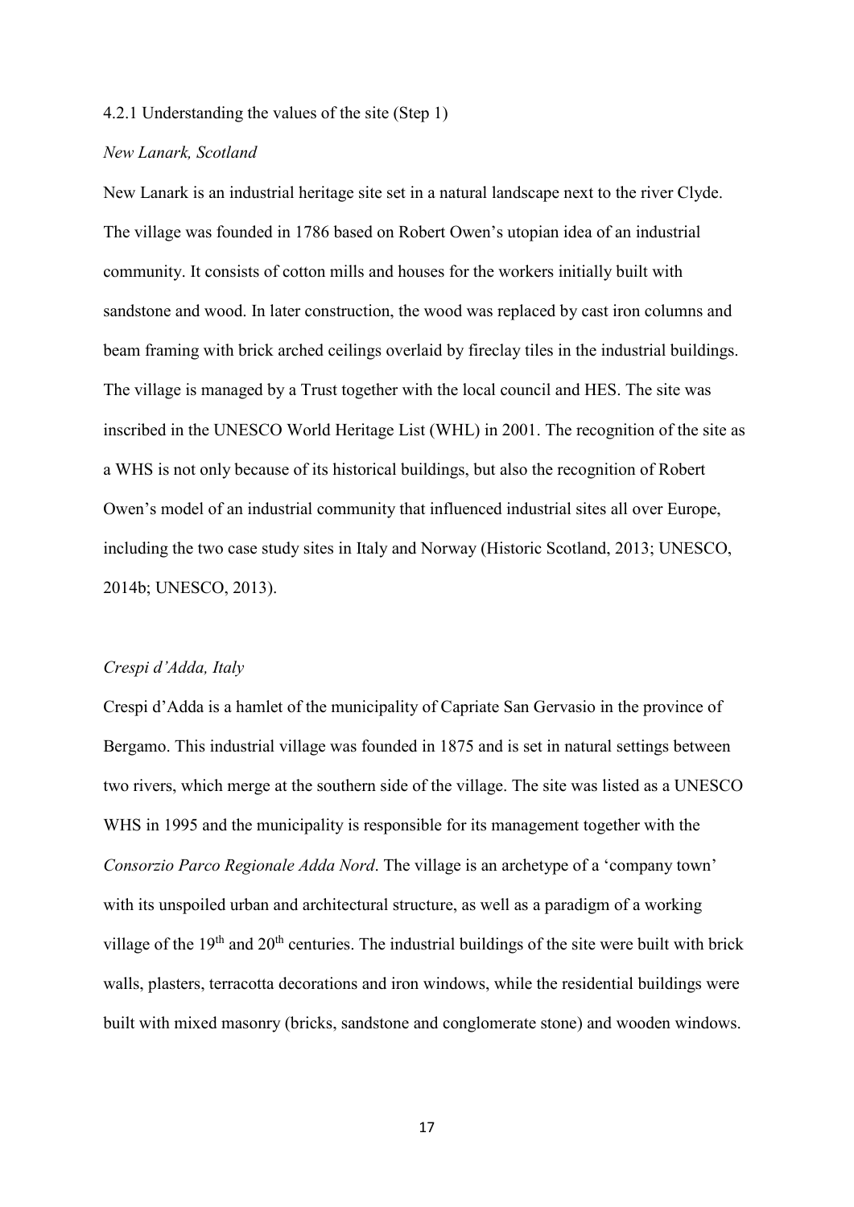4.2.1 Understanding the values of the site (Step 1)

*New Lanark, Scotland*

New Lanark is an industrial heritage site set in a natural landscape next to the river Clyde. The village was founded in 1786 based on Robert Owen's utopian idea of an industrial community. It consists of cotton mills and houses for the workers initially built with sandstone and wood. In later construction, the wood was replaced by cast iron columns and beam framing with brick arched ceilings overlaid by fireclay tiles in the industrial buildings. The village is managed by a Trust together with the local council and HES. The site was inscribed in the UNESCO World Heritage List (WHL) in 2001. The recognition of the site as a WHS is not only because of its historical buildings, but also the recognition of Robert Owen's model of an industrial community that influenced industrial sites all over Europe, including the two case study sites in Italy and Norway (Historic Scotland, 2013; UNESCO, 2014b; UNESCO, 2013).

*Crespi d'Adda, Italy*

Crespi d'Adda is a hamlet of the municipality of Capriate San Gervasio in the province of Bergamo. This industrial village was founded in 1875 and is set in natural settings between two rivers, which merge at the southern side of the village. The site was listed as a UNESCO WHS in 1995 and the municipality is responsible for its management together with the *Consorzio Parco Regionale Adda Nord*. The village is an archetype of a 'company town' with its unspoiled urban and architectural structure, as well as a paradigm of a working village of the 19th and 20th centuries. The industrial buildings of the site were built with brick walls, plasters, terracotta decorations and iron windows, while the residential buildings were built with mixed masonry (bricks, sandstone and conglomerate stone) and wooden windows.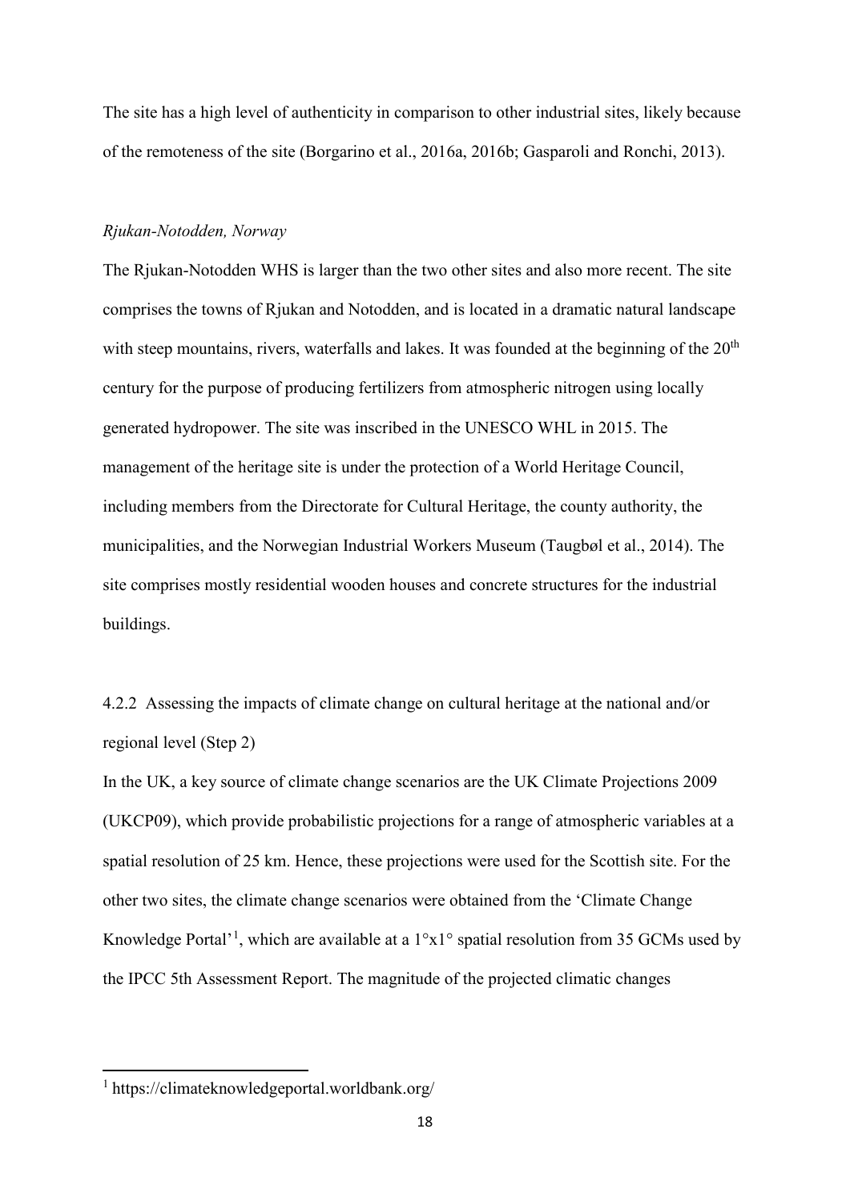The site has a high level of authenticity in comparison to other industrial sites, likely because of the remoteness of the site (Borgarino et al., 2016a, 2016b; Gasparoli and Ronchi, 2013).

*Rjukan-Notodden, Norway*

The Rjukan-Notodden WHS is larger than the two other sites and also more recent. The site comprises the towns of Rjukan and Notodden, and is located in a dramatic natural landscape with steep mountains, rivers, waterfalls and lakes. It was founded at the beginning of the 20th century for the purpose of producing fertilizers from atmospheric nitrogen using locally generated hydropower. The site was inscribed in the UNESCO WHL in 2015. The management of the heritage site is under the protection of a World Heritage Council, including members from the Directorate for Cultural Heritage, the county authority, the municipalities, and the Norwegian Industrial Workers Museum (Taugbøl et al., 2014). The site comprises mostly residential wooden houses and concrete structures for the industrial buildings.

4.2.2 Assessing the impacts of climate change on cultural heritage at the national and/or regional level (Step 2)

In the UK, a key source of climate change scenarios are the UK Climate Projections 2009 (UKCP09), which provide probabilistic projections for a range of atmospheric variables at a spatial resolution of 25 km. Hence, these projections were used for the Scottish site. For the other two sites, the climate change scenarios were obtained from the 'Climate Change Knowledge Portal'[1], which are available at a 1°x1° spatial resolution from 35 GCMs used by the IPCC 5th Assessment Report. The magnitude of the projected climatic changes

[1] https://climateknowledgeportal.worldbank.org/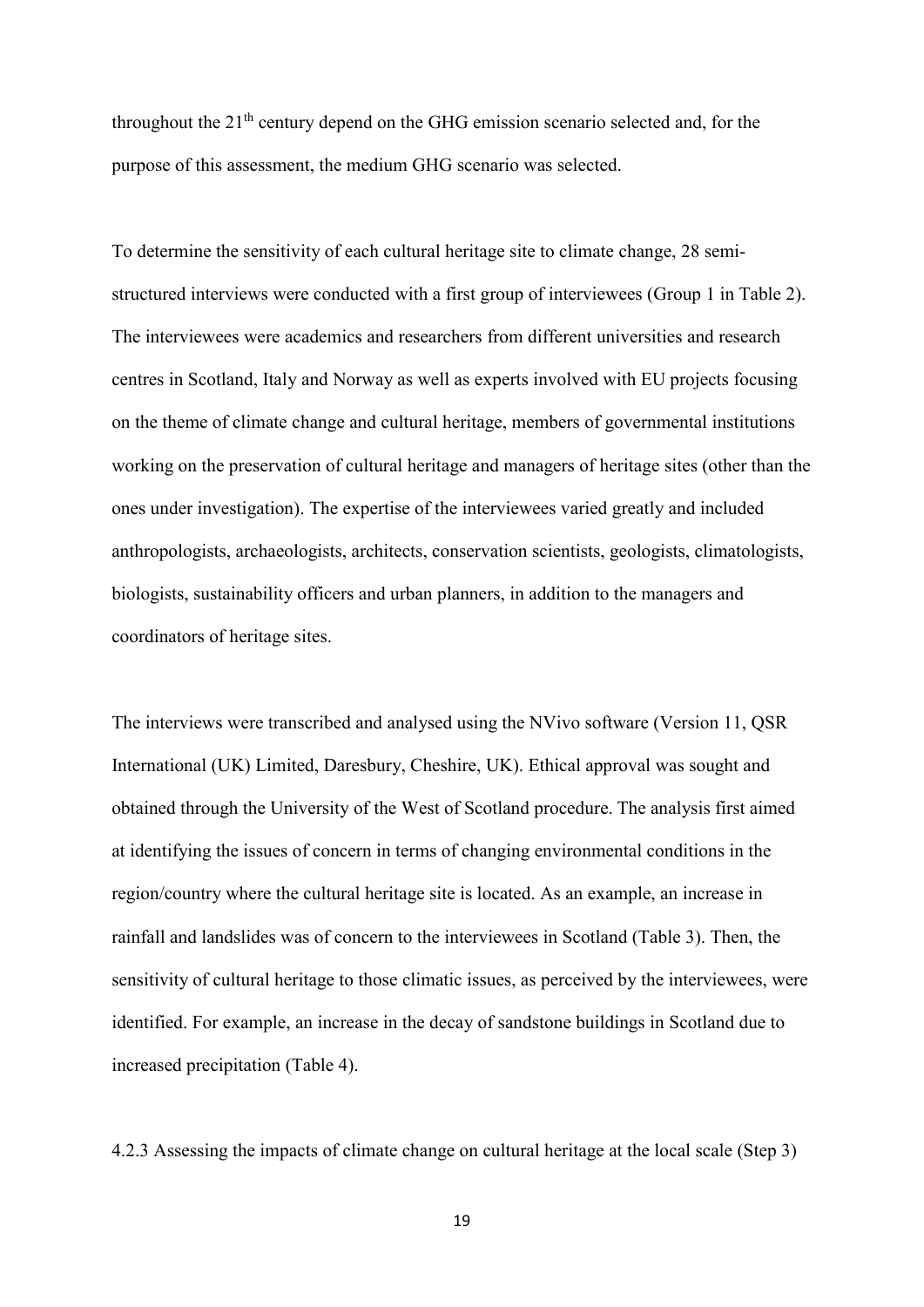throughout the 21th century depend on the GHG emission scenario selected and, for the purpose of this assessment, the medium GHG scenario was selected.

To determine the sensitivity of each cultural heritage site to climate change, 28 semi-structured interviews were conducted with a first group of interviewees (Group 1 in Table 2). The interviewees were academics and researchers from different universities and research centres in Scotland, Italy and Norway as well as experts involved with EU projects focusing on the theme of climate change and cultural heritage, members of governmental institutions working on the preservation of cultural heritage and managers of heritage sites (other than the ones under investigation). The expertise of the interviewees varied greatly and included anthropologists, archaeologists, architects, conservation scientists, geologists, climatologists, biologists, sustainability officers and urban planners, in addition to the managers and coordinators of heritage sites.

The interviews were transcribed and analysed using the NVivo software (Version 11, QSR International (UK) Limited, Daresbury, Cheshire, UK). Ethical approval was sought and obtained through the University of the West of Scotland procedure. The analysis first aimed at identifying the issues of concern in terms of changing environmental conditions in the region/country where the cultural heritage site is located. As an example, an increase in rainfall and landslides was of concern to the interviewees in Scotland (Table 3). Then, the sensitivity of cultural heritage to those climatic issues, as perceived by the interviewees, were identified. For example, an increase in the decay of sandstone buildings in Scotland due to increased precipitation (Table 4).

#### 4.2.3 Assessing the impacts of climate change on cultural heritage at the local scale (Step 3)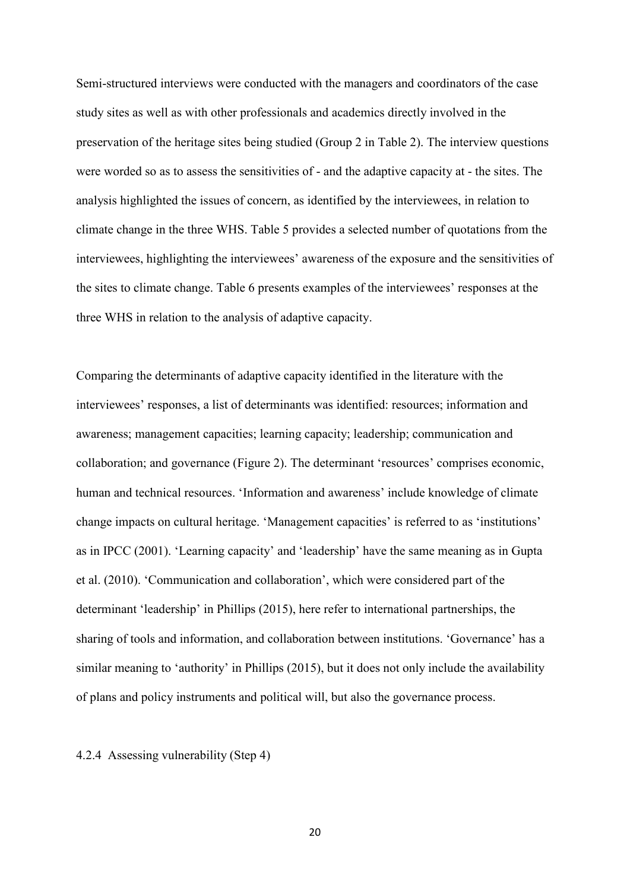Semi-structured interviews were conducted with the managers and coordinators of the case study sites as well as with other professionals and academics directly involved in the preservation of the heritage sites being studied (Group 2 in Table 2). The interview questions were worded so as to assess the sensitivities of - and the adaptive capacity at - the sites. The analysis highlighted the issues of concern, as identified by the interviewees, in relation to climate change in the three WHS. Table 5 provides a selected number of quotations from the interviewees, highlighting the interviewees' awareness of the exposure and the sensitivities of the sites to climate change. Table 6 presents examples of the interviewees' responses at the three WHS in relation to the analysis of adaptive capacity.

Comparing the determinants of adaptive capacity identified in the literature with the interviewees' responses, a list of determinants was identified: resources; information and awareness; management capacities; learning capacity; leadership; communication and collaboration; and governance (Figure 2). The determinant 'resources' comprises economic, human and technical resources. 'Information and awareness' include knowledge of climate change impacts on cultural heritage. 'Management capacities' is referred to as 'institutions' as in IPCC (2001). 'Learning capacity' and 'leadership' have the same meaning as in Gupta et al. (2010). 'Communication and collaboration', which were considered part of the determinant 'leadership' in Phillips (2015), here refer to international partnerships, the sharing of tools and information, and collaboration between institutions. 'Governance' has a similar meaning to 'authority' in Phillips (2015), but it does not only include the availability of plans and policy instruments and political will, but also the governance process.

#### 4.2.4 Assessing vulnerability (Step 4)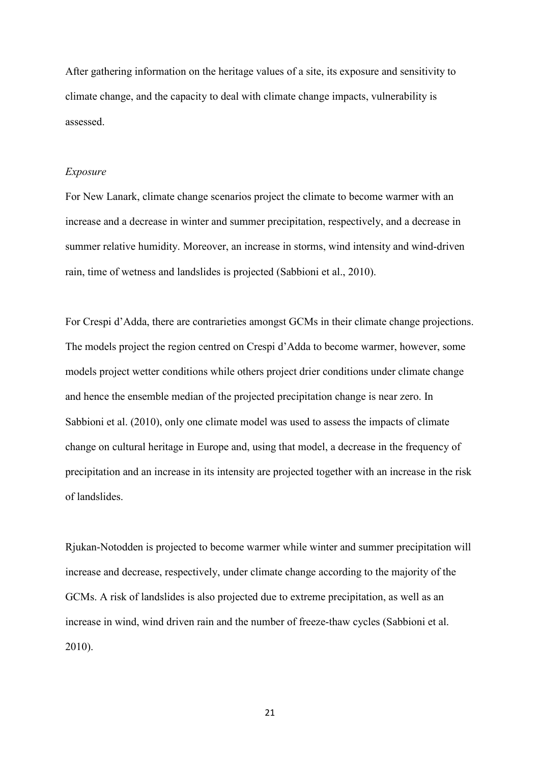After gathering information on the heritage values of a site, its exposure and sensitivity to climate change, and the capacity to deal with climate change impacts, vulnerability is assessed.

*Exposure*

For New Lanark, climate change scenarios project the climate to become warmer with an increase and a decrease in winter and summer precipitation, respectively, and a decrease in summer relative humidity. Moreover, an increase in storms, wind intensity and wind-driven rain, time of wetness and landslides is projected (Sabbioni et al., 2010).

For Crespi d'Adda, there are contrarieties amongst GCMs in their climate change projections. The models project the region centred on Crespi d'Adda to become warmer, however, some models project wetter conditions while others project drier conditions under climate change and hence the ensemble median of the projected precipitation change is near zero. In Sabbioni et al. (2010), only one climate model was used to assess the impacts of climate change on cultural heritage in Europe and, using that model, a decrease in the frequency of precipitation and an increase in its intensity are projected together with an increase in the risk of landslides.

Rjukan-Notodden is projected to become warmer while winter and summer precipitation will increase and decrease, respectively, under climate change according to the majority of the GCMs. A risk of landslides is also projected due to extreme precipitation, as well as an increase in wind, wind driven rain and the number of freeze-thaw cycles (Sabbioni et al. 2010).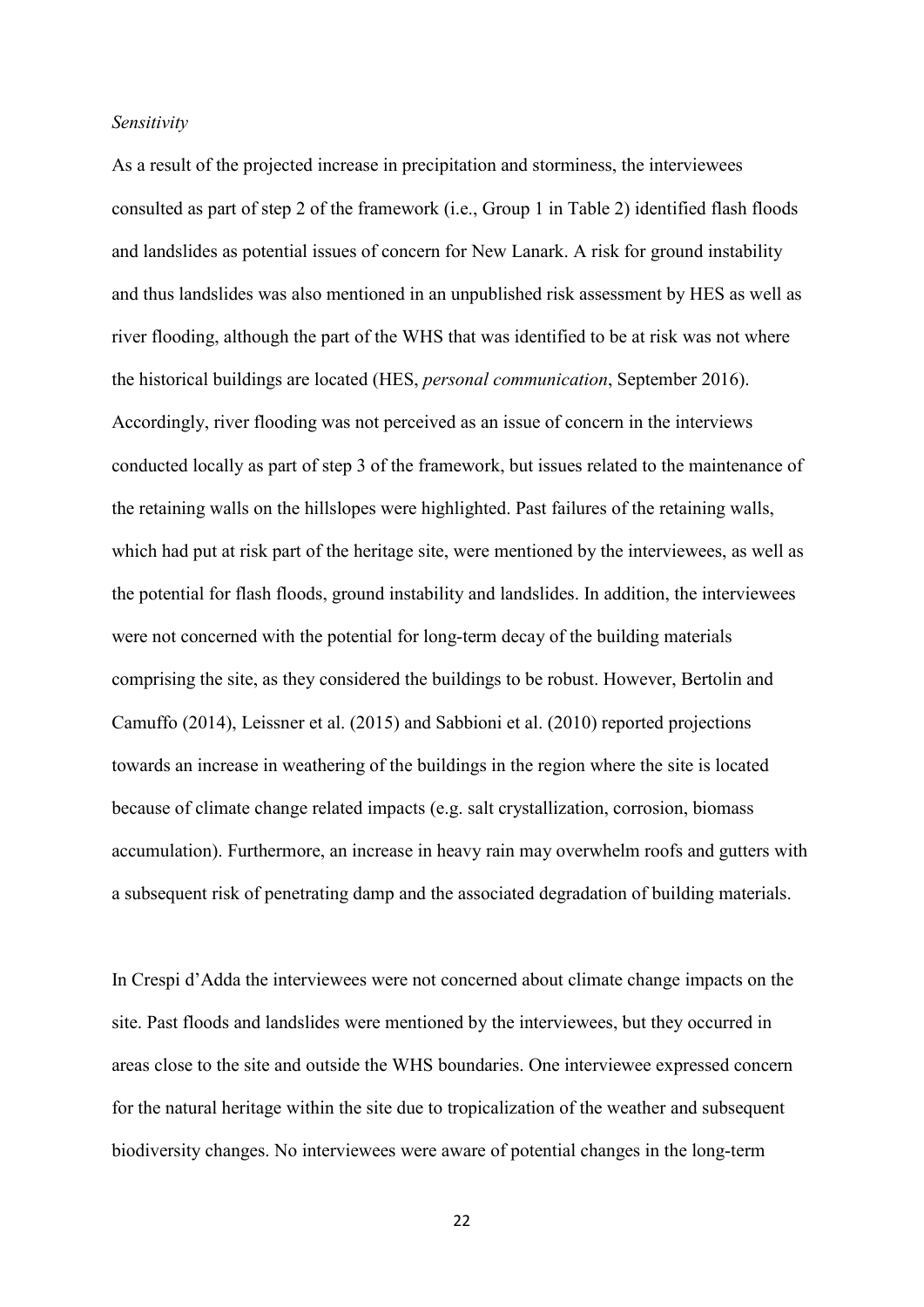*Sensitivity*

As a result of the projected increase in precipitation and storminess, the interviewees consulted as part of step 2 of the framework (i.e., Group 1 in Table 2) identified flash floods and landslides as potential issues of concern for New Lanark. A risk for ground instability and thus landslides was also mentioned in an unpublished risk assessment by HES as well as river flooding, although the part of the WHS that was identified to be at risk was not where the historical buildings are located (HES, *personal communication*, September 2016). Accordingly, river flooding was not perceived as an issue of concern in the interviews conducted locally as part of step 3 of the framework, but issues related to the maintenance of the retaining walls on the hillslopes were highlighted. Past failures of the retaining walls, which had put at risk part of the heritage site, were mentioned by the interviewees, as well as the potential for flash floods, ground instability and landslides. In addition, the interviewees were not concerned with the potential for long-term decay of the building materials comprising the site, as they considered the buildings to be robust. However, Bertolin and Camuffo (2014), Leissner et al. (2015) and Sabbioni et al. (2010) reported projections towards an increase in weathering of the buildings in the region where the site is located because of climate change related impacts (e.g. salt crystallization, corrosion, biomass accumulation). Furthermore, an increase in heavy rain may overwhelm roofs and gutters with a subsequent risk of penetrating damp and the associated degradation of building materials.

In Crespi d'Adda the interviewees were not concerned about climate change impacts on the site. Past floods and landslides were mentioned by the interviewees, but they occurred in areas close to the site and outside the WHS boundaries. One interviewee expressed concern for the natural heritage within the site due to tropicalization of the weather and subsequent biodiversity changes. No interviewees were aware of potential changes in the long-term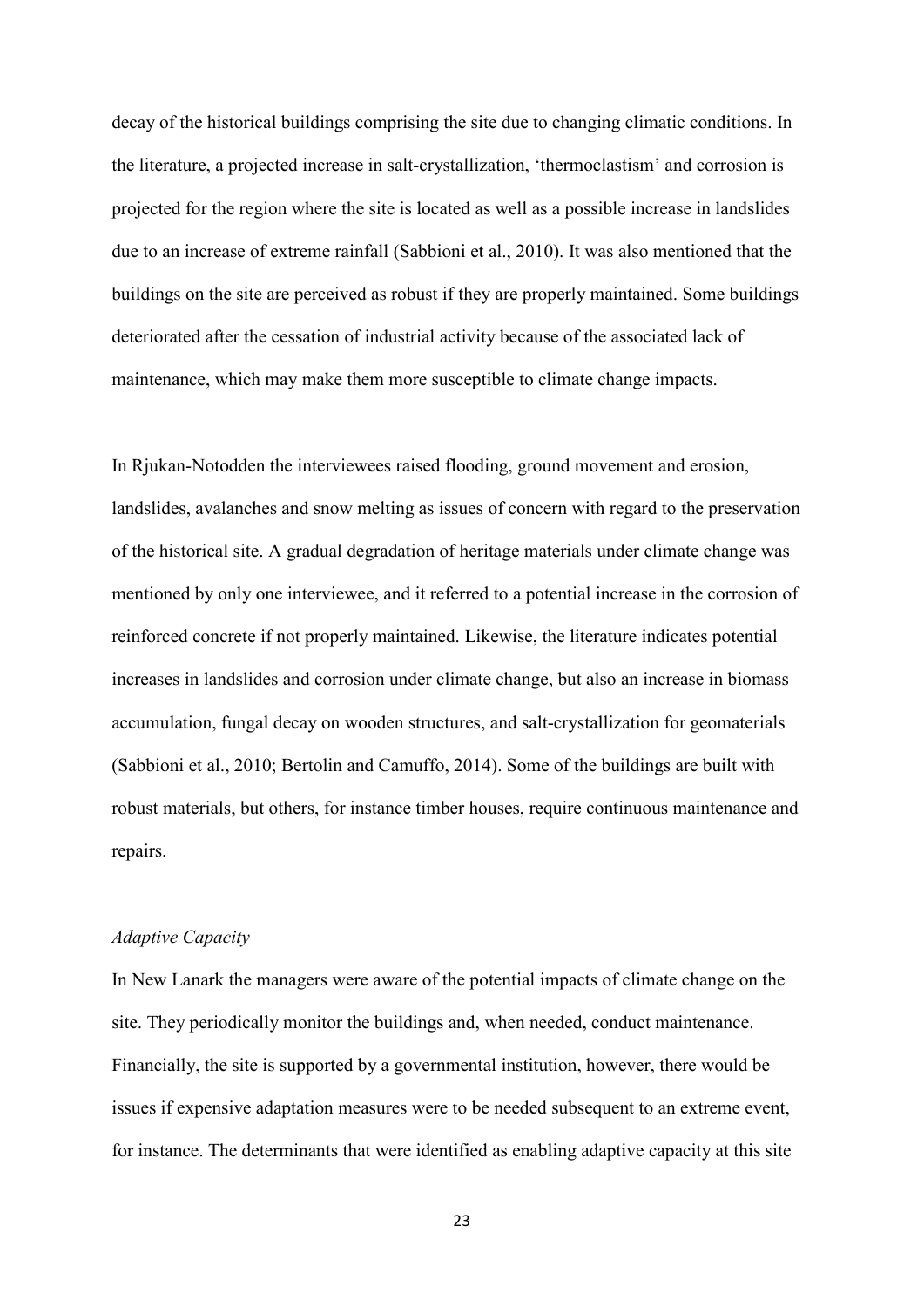decay of the historical buildings comprising the site due to changing climatic conditions. In the literature, a projected increase in salt-crystallization, 'thermoclastism' and corrosion is projected for the region where the site is located as well as a possible increase in landslides due to an increase of extreme rainfall (Sabbioni et al., 2010). It was also mentioned that the buildings on the site are perceived as robust if they are properly maintained. Some buildings deteriorated after the cessation of industrial activity because of the associated lack of maintenance, which may make them more susceptible to climate change impacts.

In Rjukan-Notodden the interviewees raised flooding, ground movement and erosion, landslides, avalanches and snow melting as issues of concern with regard to the preservation of the historical site. A gradual degradation of heritage materials under climate change was mentioned by only one interviewee, and it referred to a potential increase in the corrosion of reinforced concrete if not properly maintained. Likewise, the literature indicates potential increases in landslides and corrosion under climate change, but also an increase in biomass accumulation, fungal decay on wooden structures, and salt-crystallization for geomaterials (Sabbioni et al., 2010; Bertolin and Camuffo, 2014). Some of the buildings are built with robust materials, but others, for instance timber houses, require continuous maintenance and repairs.

*Adaptive Capacity*

In New Lanark the managers were aware of the potential impacts of climate change on the site. They periodically monitor the buildings and, when needed, conduct maintenance. Financially, the site is supported by a governmental institution, however, there would be issues if expensive adaptation measures were to be needed subsequent to an extreme event, for instance. The determinants that were identified as enabling adaptive capacity at this site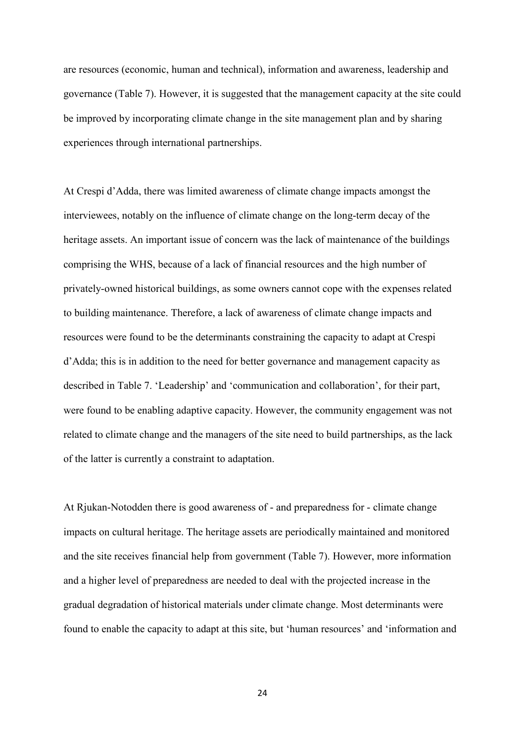are resources (economic, human and technical), information and awareness, leadership and governance (Table 7). However, it is suggested that the management capacity at the site could be improved by incorporating climate change in the site management plan and by sharing experiences through international partnerships.

At Crespi d'Adda, there was limited awareness of climate change impacts amongst the interviewees, notably on the influence of climate change on the long-term decay of the heritage assets. An important issue of concern was the lack of maintenance of the buildings comprising the WHS, because of a lack of financial resources and the high number of privately-owned historical buildings, as some owners cannot cope with the expenses related to building maintenance. Therefore, a lack of awareness of climate change impacts and resources were found to be the determinants constraining the capacity to adapt at Crespi d'Adda; this is in addition to the need for better governance and management capacity as described in Table 7. 'Leadership' and 'communication and collaboration', for their part, were found to be enabling adaptive capacity. However, the community engagement was not related to climate change and the managers of the site need to build partnerships, as the lack of the latter is currently a constraint to adaptation.

At Rjukan-Notodden there is good awareness of - and preparedness for - climate change impacts on cultural heritage. The heritage assets are periodically maintained and monitored and the site receives financial help from government (Table 7). However, more information and a higher level of preparedness are needed to deal with the projected increase in the gradual degradation of historical materials under climate change. Most determinants were found to enable the capacity to adapt at this site, but 'human resources' and 'information and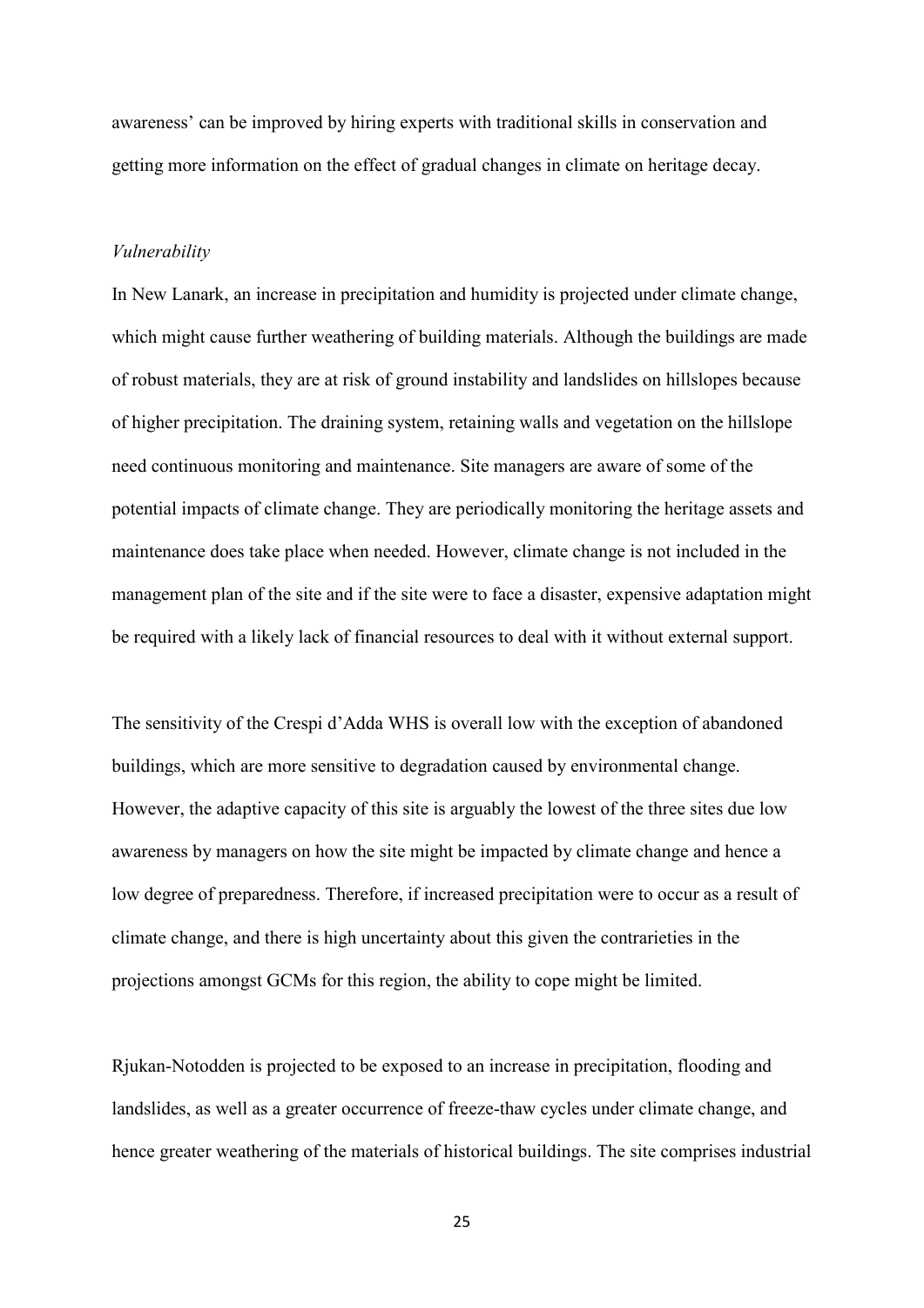awareness' can be improved by hiring experts with traditional skills in conservation and getting more information on the effect of gradual changes in climate on heritage decay.

*Vulnerability*

In New Lanark, an increase in precipitation and humidity is projected under climate change, which might cause further weathering of building materials. Although the buildings are made of robust materials, they are at risk of ground instability and landslides on hillslopes because of higher precipitation. The draining system, retaining walls and vegetation on the hillslope need continuous monitoring and maintenance. Site managers are aware of some of the potential impacts of climate change. They are periodically monitoring the heritage assets and maintenance does take place when needed. However, climate change is not included in the management plan of the site and if the site were to face a disaster, expensive adaptation might be required with a likely lack of financial resources to deal with it without external support.

The sensitivity of the Crespi d'Adda WHS is overall low with the exception of abandoned buildings, which are more sensitive to degradation caused by environmental change. However, the adaptive capacity of this site is arguably the lowest of the three sites due low awareness by managers on how the site might be impacted by climate change and hence a low degree of preparedness. Therefore, if increased precipitation were to occur as a result of climate change, and there is high uncertainty about this given the contrarieties in the projections amongst GCMs for this region, the ability to cope might be limited.

Rjukan-Notodden is projected to be exposed to an increase in precipitation, flooding and landslides, as well as a greater occurrence of freeze-thaw cycles under climate change, and hence greater weathering of the materials of historical buildings. The site comprises industrial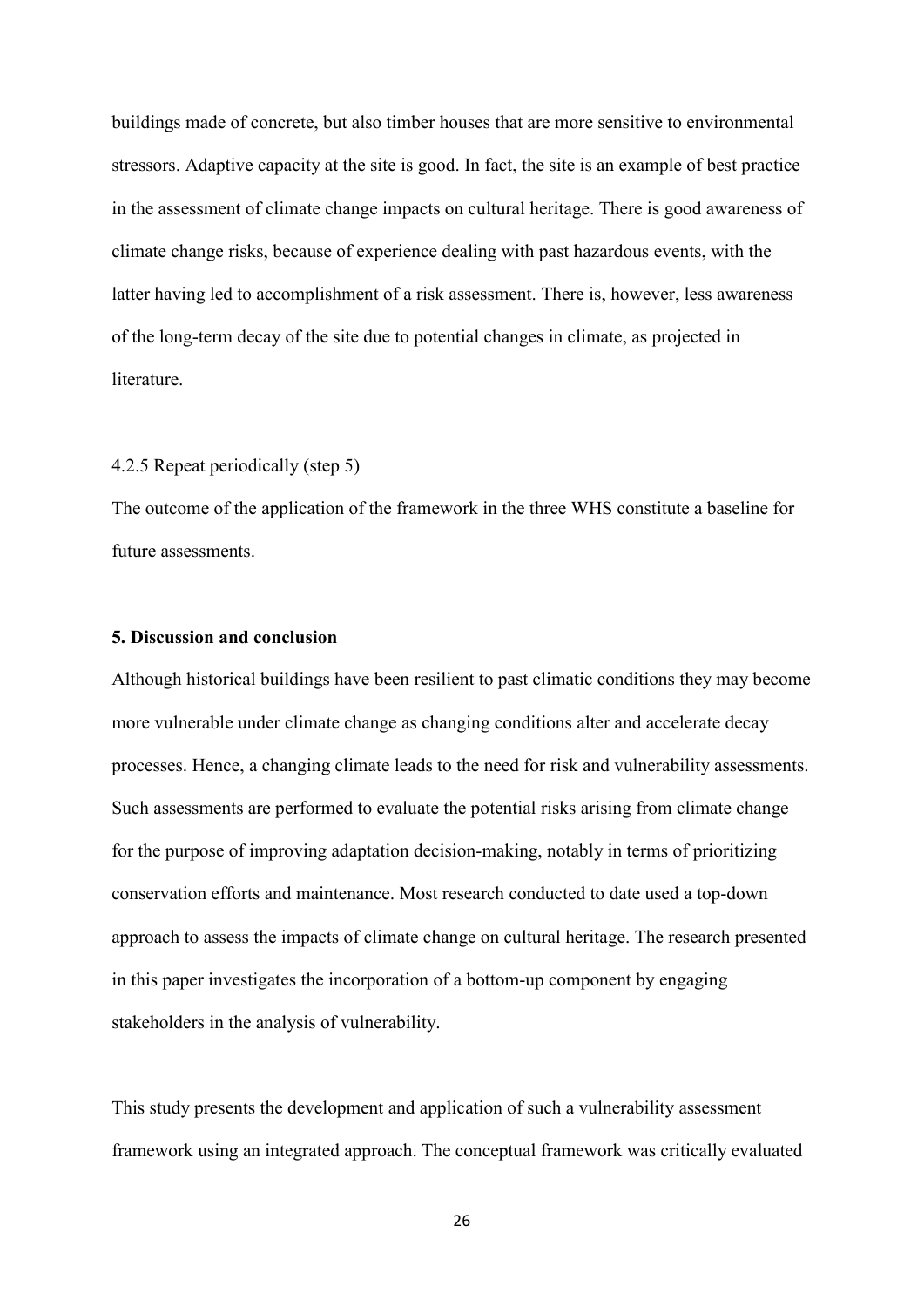buildings made of concrete, but also timber houses that are more sensitive to environmental stressors. Adaptive capacity at the site is good. In fact, the site is an example of best practice in the assessment of climate change impacts on cultural heritage. There is good awareness of climate change risks, because of experience dealing with past hazardous events, with the latter having led to accomplishment of a risk assessment. There is, however, less awareness of the long-term decay of the site due to potential changes in climate, as projected in literature.

#### 4.2.5 Repeat periodically (step 5)

The outcome of the application of the framework in the three WHS constitute a baseline for future assessments.

## 5. Discussion and conclusion

Although historical buildings have been resilient to past climatic conditions they may become more vulnerable under climate change as changing conditions alter and accelerate decay processes. Hence, a changing climate leads to the need for risk and vulnerability assessments. Such assessments are performed to evaluate the potential risks arising from climate change for the purpose of improving adaptation decision-making, notably in terms of prioritizing conservation efforts and maintenance. Most research conducted to date used a top-down approach to assess the impacts of climate change on cultural heritage. The research presented in this paper investigates the incorporation of a bottom-up component by engaging stakeholders in the analysis of vulnerability.

This study presents the development and application of such a vulnerability assessment framework using an integrated approach. The conceptual framework was critically evaluated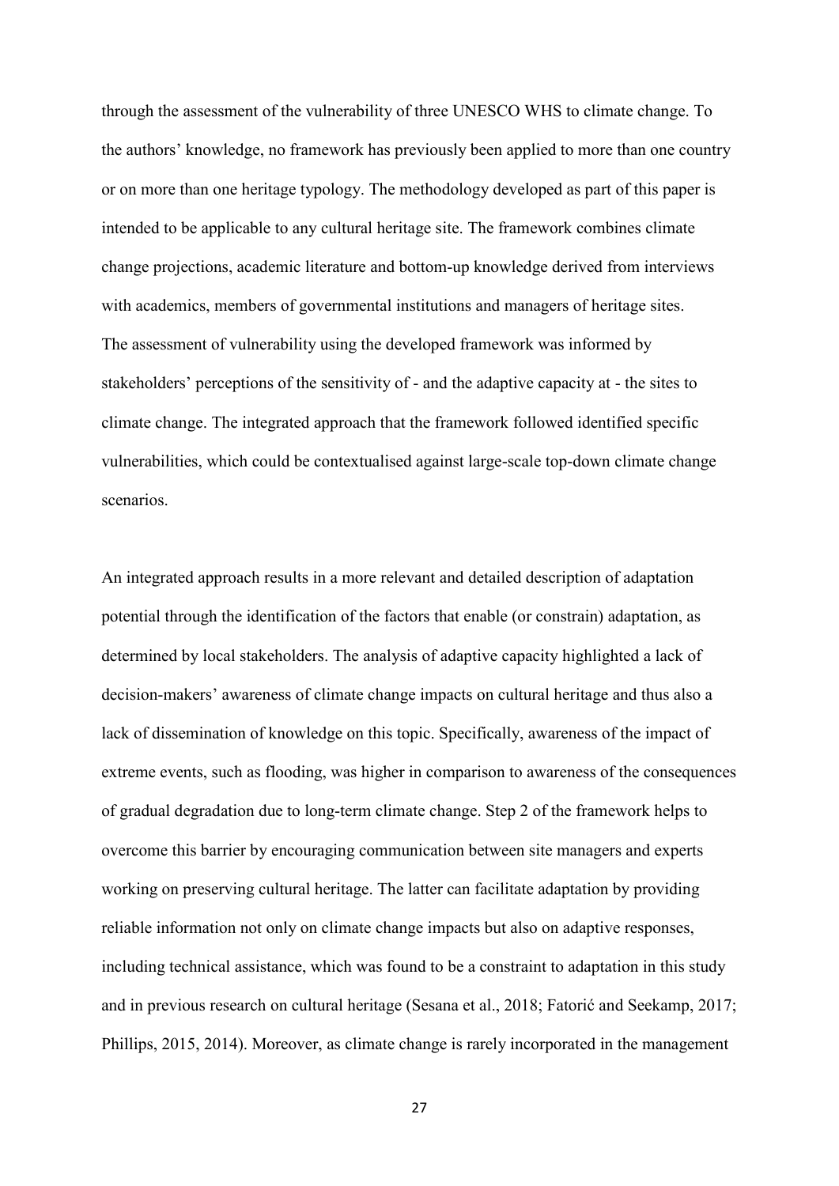through the assessment of the vulnerability of three UNESCO WHS to climate change. To the authors' knowledge, no framework has previously been applied to more than one country or on more than one heritage typology. The methodology developed as part of this paper is intended to be applicable to any cultural heritage site. The framework combines climate change projections, academic literature and bottom-up knowledge derived from interviews with academics, members of governmental institutions and managers of heritage sites. The assessment of vulnerability using the developed framework was informed by stakeholders' perceptions of the sensitivity of - and the adaptive capacity at - the sites to climate change. The integrated approach that the framework followed identified specific vulnerabilities, which could be contextualised against large-scale top-down climate change scenarios.

An integrated approach results in a more relevant and detailed description of adaptation potential through the identification of the factors that enable (or constrain) adaptation, as determined by local stakeholders. The analysis of adaptive capacity highlighted a lack of decision-makers' awareness of climate change impacts on cultural heritage and thus also a lack of dissemination of knowledge on this topic. Specifically, awareness of the impact of extreme events, such as flooding, was higher in comparison to awareness of the consequences of gradual degradation due to long-term climate change. Step 2 of the framework helps to overcome this barrier by encouraging communication between site managers and experts working on preserving cultural heritage. The latter can facilitate adaptation by providing reliable information not only on climate change impacts but also on adaptive responses, including technical assistance, which was found to be a constraint to adaptation in this study and in previous research on cultural heritage (Sesana et al., 2018; Fatorić and Seekamp, 2017; Phillips, 2015, 2014). Moreover, as climate change is rarely incorporated in the management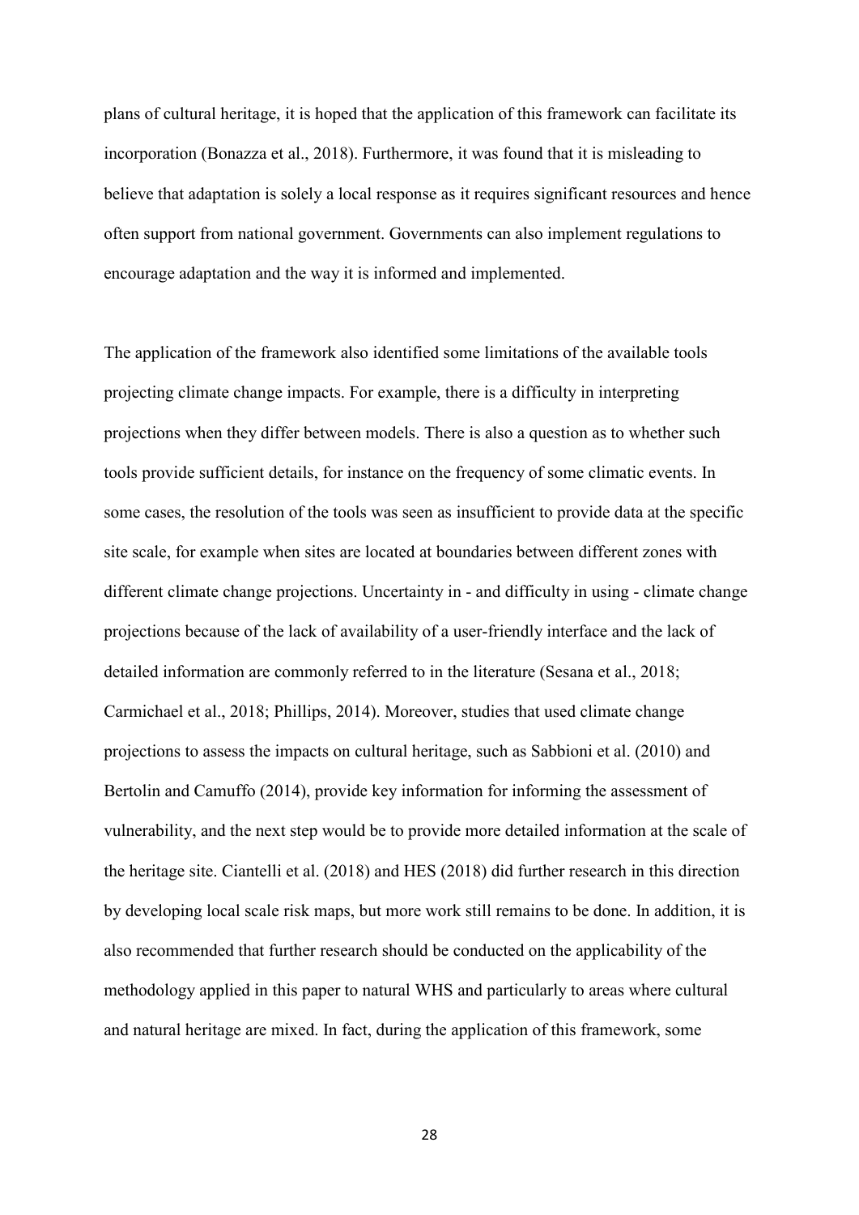plans of cultural heritage, it is hoped that the application of this framework can facilitate its incorporation (Bonazza et al., 2018). Furthermore, it was found that it is misleading to believe that adaptation is solely a local response as it requires significant resources and hence often support from national government. Governments can also implement regulations to encourage adaptation and the way it is informed and implemented.

The application of the framework also identified some limitations of the available tools projecting climate change impacts. For example, there is a difficulty in interpreting projections when they differ between models. There is also a question as to whether such tools provide sufficient details, for instance on the frequency of some climatic events. In some cases, the resolution of the tools was seen as insufficient to provide data at the specific site scale, for example when sites are located at boundaries between different zones with different climate change projections. Uncertainty in - and difficulty in using - climate change projections because of the lack of availability of a user-friendly interface and the lack of detailed information are commonly referred to in the literature (Sesana et al., 2018; Carmichael et al., 2018; Phillips, 2014). Moreover, studies that used climate change projections to assess the impacts on cultural heritage, such as Sabbioni et al. (2010) and Bertolin and Camuffo (2014), provide key information for informing the assessment of vulnerability, and the next step would be to provide more detailed information at the scale of the heritage site. Ciantelli et al. (2018) and HES (2018) did further research in this direction by developing local scale risk maps, but more work still remains to be done. In addition, it is also recommended that further research should be conducted on the applicability of the methodology applied in this paper to natural WHS and particularly to areas where cultural and natural heritage are mixed. In fact, during the application of this framework, some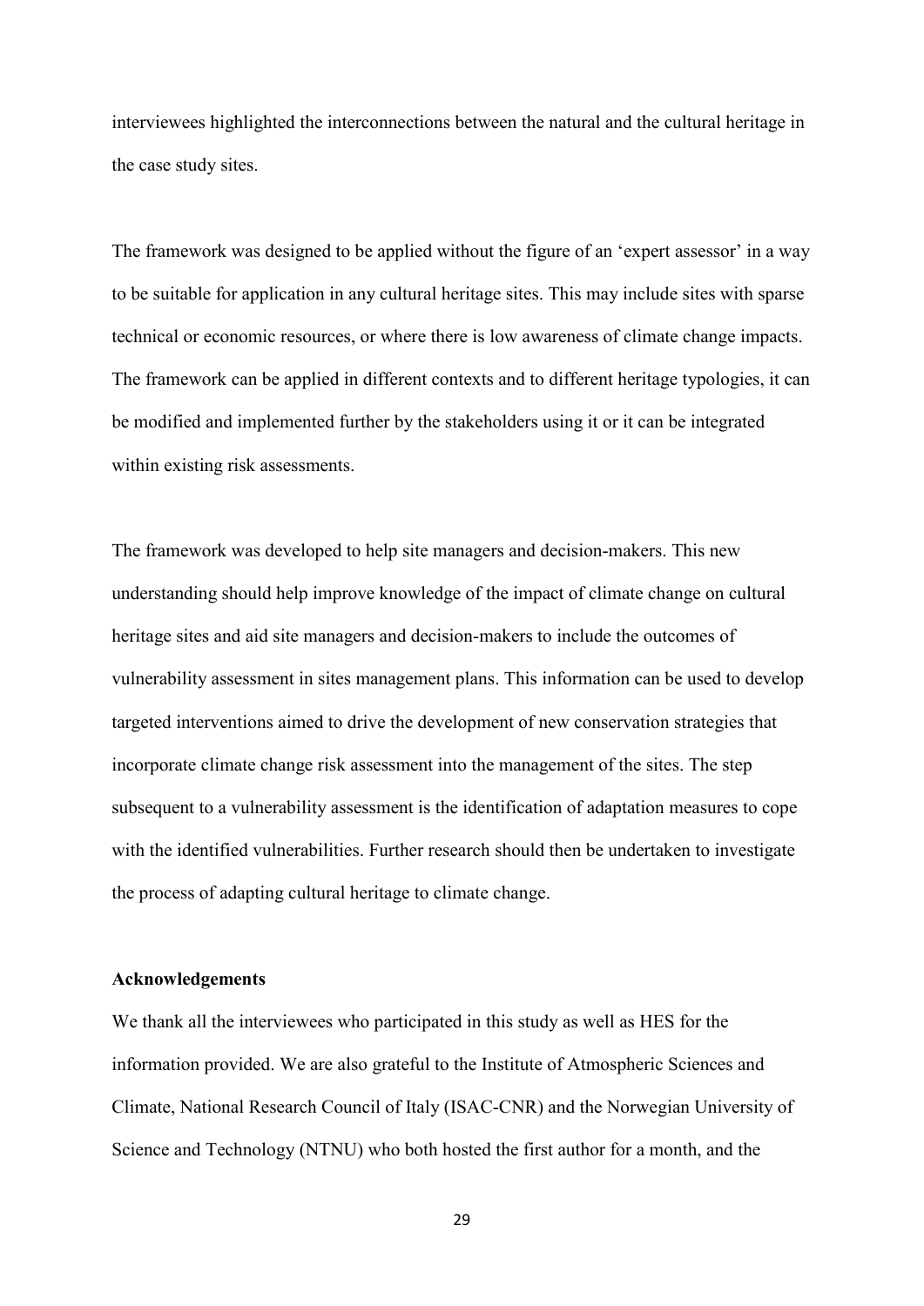interviewees highlighted the interconnections between the natural and the cultural heritage in the case study sites.

The framework was designed to be applied without the figure of an 'expert assessor' in a way to be suitable for application in any cultural heritage sites. This may include sites with sparse technical or economic resources, or where there is low awareness of climate change impacts. The framework can be applied in different contexts and to different heritage typologies, it can be modified and implemented further by the stakeholders using it or it can be integrated within existing risk assessments.

The framework was developed to help site managers and decision-makers. This new understanding should help improve knowledge of the impact of climate change on cultural heritage sites and aid site managers and decision-makers to include the outcomes of vulnerability assessment in sites management plans. This information can be used to develop targeted interventions aimed to drive the development of new conservation strategies that incorporate climate change risk assessment into the management of the sites. The step subsequent to a vulnerability assessment is the identification of adaptation measures to cope with the identified vulnerabilities. Further research should then be undertaken to investigate the process of adapting cultural heritage to climate change.

**Acknowledgements**

We thank all the interviewees who participated in this study as well as HES for the information provided. We are also grateful to the Institute of Atmospheric Sciences and Climate, National Research Council of Italy (ISAC-CNR) and the Norwegian University of Science and Technology (NTNU) who both hosted the first author for a month, and the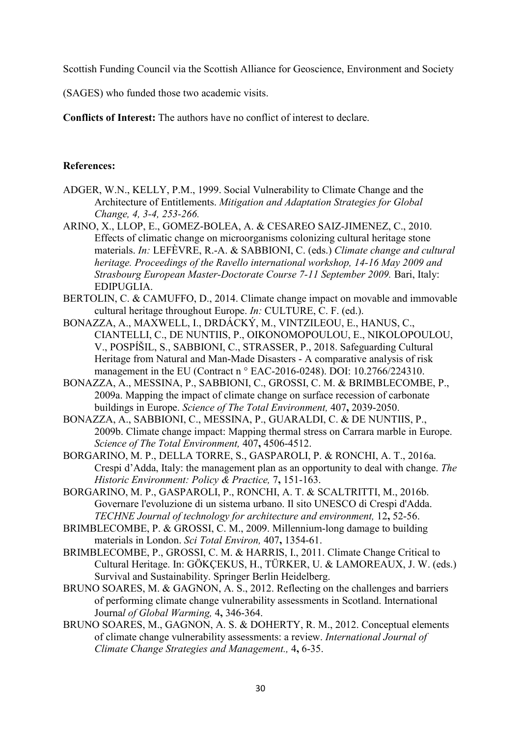Scottish Funding Council via the Scottish Alliance for Geoscience, Environment and Society (SAGES) who funded those two academic visits.

**Conflicts of Interest:** The authors have no conflict of interest to declare.

**References:**

ADGER, W.N., KELLY, P.M., 1999. Social Vulnerability to Climate Change and the Architecture of Entitlements. *Mitigation and Adaptation Strategies for Global Change, 4, 3-4, 253-266.*

ARINO, X., LLOP, E., GOMEZ-BOLEA, A. & CESAREO SAIZ-JIMENEZ, C., 2010. Effects of climatic change on microorganisms colonizing cultural heritage stone materials. *In:* LEFÈVRE, R.-A. & SABBIONI, C. (eds.) *Climate change and cultural heritage. Proceedings of the Ravello international workshop, 14-16 May 2009 and Strasbourg European Master-Doctorate Course 7-11 September 2009.* Bari, Italy: EDIPUGLIA.

BERTOLIN, C. & CAMUFFO, D., 2014. Climate change impact on movable and immovable cultural heritage throughout Europe. *In:* CULTURE, C. F. (ed.).

BONAZZA, A., MAXWELL, I., DRDÁCKÝ, M., VINTZILEOU, E., HANUS, C., CIANTELLI, C., DE NUNTIIS, P., OIKONOMOPOULOU, E., NIKOLOPOULOU, V., POSPÍŠIL, S., SABBIONI, C., STRASSER, P., 2018. Safeguarding Cultural Heritage from Natural and Man-Made Disasters - A comparative analysis of risk management in the EU (Contract n ° EAC-2016-0248). DOI: 10.2766/224310.

BONAZZA, A., MESSINA, P., SABBIONI, C., GROSSI, C. M. & BRIMBLECOMBE, P., 2009a. Mapping the impact of climate change on surface recession of carbonate buildings in Europe. *Science of The Total Environment,* 407**,** 2039-2050.

BONAZZA, A., SABBIONI, C., MESSINA, P., GUARALDI, C. & DE NUNTIIS, P., 2009b. Climate change impact: Mapping thermal stress on Carrara marble in Europe. *Science of The Total Environment,* 407**,** 4506-4512.

BORGARINO, M. P., DELLA TORRE, S., GASPAROLI, P. & RONCHI, A. T., 2016a. Crespi d'Adda, Italy: the management plan as an opportunity to deal with change. *The Historic Environment: Policy & Practice,* 7**,** 151-163.

BORGARINO, M. P., GASPAROLI, P., RONCHI, A. T. & SCALTRITTI, M., 2016b. Governare l'evoluzione di un sistema urbano. Il sito UNESCO di Crespi d'Adda. *TECHNE Journal of technology for architecture and environment,* 12**,** 52-56.

BRIMBLECOMBE, P. & GROSSI, C. M., 2009. Millennium-long damage to building materials in London. *Sci Total Environ,* 407**,** 1354-61.

BRIMBLECOMBE, P., GROSSI, C. M. & HARRIS, I., 2011. Climate Change Critical to Cultural Heritage. In: GÖKÇEKUS, H., TÜRKER, U. & LAMOREAUX, J. W. (eds.) Survival and Sustainability. Springer Berlin Heidelberg.

BRUNO SOARES, M. & GAGNON, A. S., 2012. Reflecting on the challenges and barriers of performing climate change vulnerability assessments in Scotland. International Journa*l of Global Warming,* 4**,** 346-364.

BRUNO SOARES, M., GAGNON, A. S. & DOHERTY, R. M., 2012. Conceptual elements of climate change vulnerability assessments: a review. *International Journal of Climate Change Strategies and Management.,* 4**,** 6-35.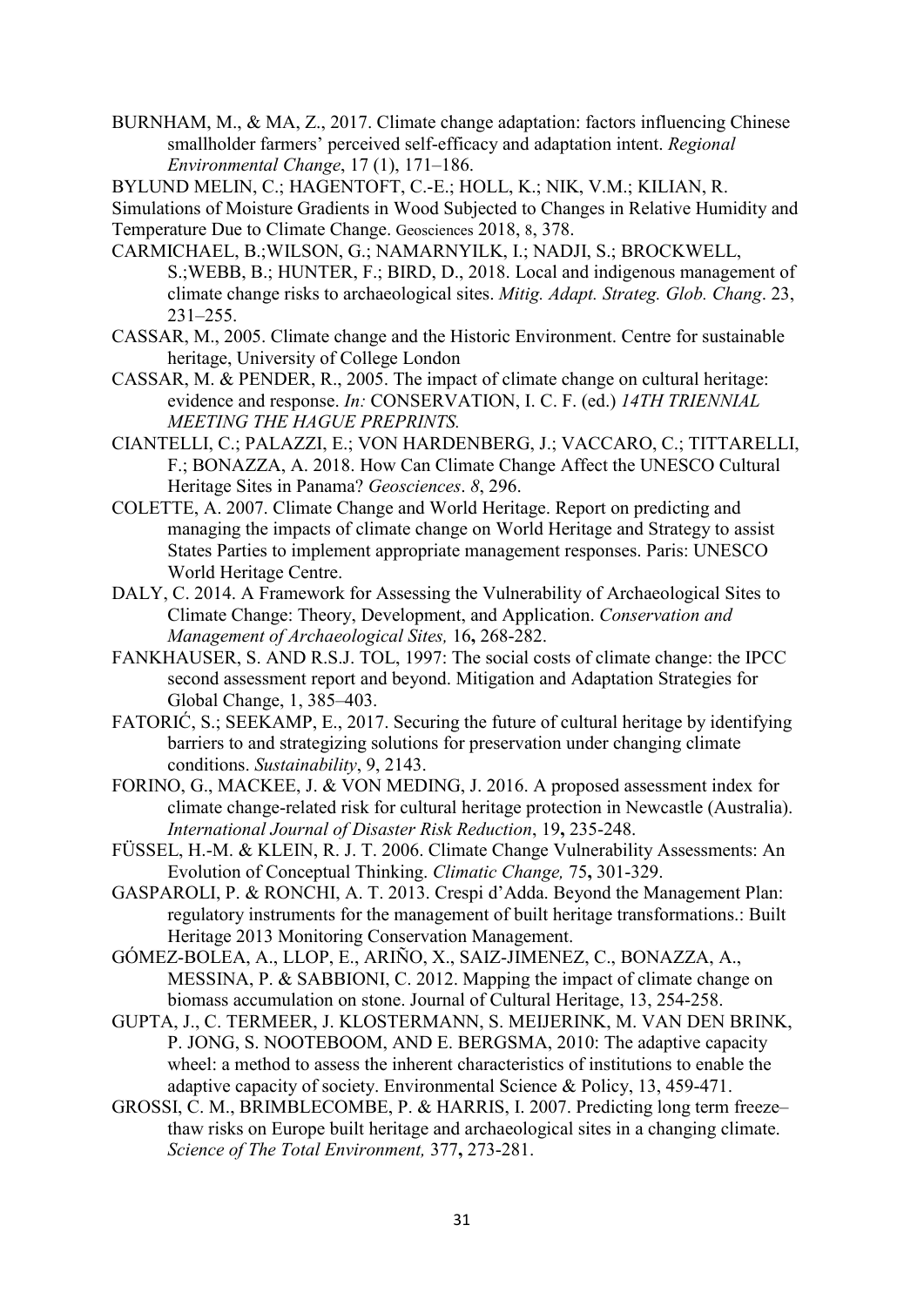BURNHAM, M., & MA, Z., 2017. Climate change adaptation: factors influencing Chinese smallholder farmers' perceived self-efficacy and adaptation intent. *Regional Environmental Change*, 17 (1), 171–186.

BYLUND MELIN, C.; HAGENTOFT, C.-E.; HOLL, K.; NIK, V.M.; KILIAN, R. Simulations of Moisture Gradients in Wood Subjected to Changes in Relative Humidity and Temperature Due to Climate Change. Geosciences 2018, 8, 378.

CARMICHAEL, B.;WILSON, G.; NAMARNYILK, I.; NADJI, S.; BROCKWELL, S.;WEBB, B.; HUNTER, F.; BIRD, D., 2018. Local and indigenous management of climate change risks to archaeological sites. *Mitig. Adapt. Strateg. Glob. Chang*. 23, 231–255.

CASSAR, M., 2005. Climate change and the Historic Environment. Centre for sustainable heritage, University of College London

CASSAR, M. & PENDER, R., 2005. The impact of climate change on cultural heritage: evidence and response. *In:* CONSERVATION, I. C. F. (ed.) *14TH TRIENNIAL MEETING THE HAGUE PREPRINTS.*

CIANTELLI, C.; PALAZZI, E.; VON HARDENBERG, J.; VACCARO, C.; TITTARELLI, F.; BONAZZA, A. 2018. How Can Climate Change Affect the UNESCO Cultural Heritage Sites in Panama? *Geosciences*. *8*, 296.

COLETTE, A. 2007. Climate Change and World Heritage. Report on predicting and managing the impacts of climate change on World Heritage and Strategy to assist States Parties to implement appropriate management responses. Paris: UNESCO World Heritage Centre.

DALY, C. 2014. A Framework for Assessing the Vulnerability of Archaeological Sites to Climate Change: Theory, Development, and Application. *Conservation and Management of Archaeological Sites,* 16**,** 268-282.

FANKHAUSER, S. AND R.S.J. TOL, 1997: The social costs of climate change: the IPCC second assessment report and beyond. Mitigation and Adaptation Strategies for Global Change, 1, 385–403.

FATORIĆ, S.; SEEKAMP, E., 2017. Securing the future of cultural heritage by identifying barriers to and strategizing solutions for preservation under changing climate conditions. *Sustainability*, 9, 2143.

FORINO, G., MACKEE, J. & VON MEDING, J. 2016. A proposed assessment index for climate change-related risk for cultural heritage protection in Newcastle (Australia). *International Journal of Disaster Risk Reduction*, 19**,** 235-248.

FÜSSEL, H.-M. & KLEIN, R. J. T. 2006. Climate Change Vulnerability Assessments: An Evolution of Conceptual Thinking. *Climatic Change,* 75**,** 301-329.

GASPAROLI, P. & RONCHI, A. T. 2013. Crespi d'Adda. Beyond the Management Plan: regulatory instruments for the management of built heritage transformations.: Built Heritage 2013 Monitoring Conservation Management.

GÓMEZ-BOLEA, A., LLOP, E., ARIÑO, X., SAIZ-JIMENEZ, C., BONAZZA, A., MESSINA, P. & SABBIONI, C. 2012. Mapping the impact of climate change on biomass accumulation on stone. Journal of Cultural Heritage, 13, 254-258.

GUPTA, J., C. TERMEER, J. KLOSTERMANN, S. MEIJERINK, M. VAN DEN BRINK, P. JONG, S. NOOTEBOOM, AND E. BERGSMA, 2010: The adaptive capacity wheel: a method to assess the inherent characteristics of institutions to enable the adaptive capacity of society. Environmental Science & Policy, 13, 459-471.

GROSSI, C. M., BRIMBLECOMBE, P. & HARRIS, I. 2007. Predicting long term freeze–thaw risks on Europe built heritage and archaeological sites in a changing climate. *Science of The Total Environment,* 377**,** 273-281.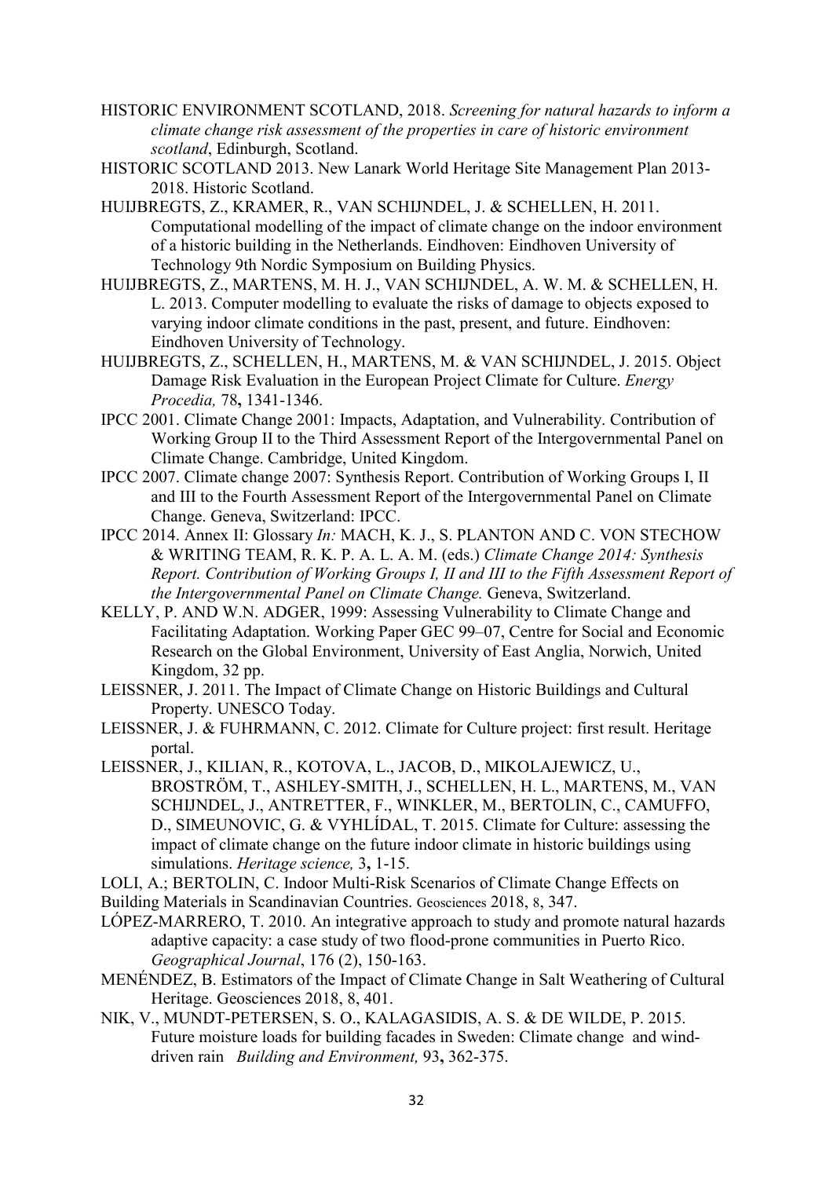HISTORIC ENVIRONMENT SCOTLAND, 2018. *Screening for natural hazards to inform a climate change risk assessment of the properties in care of historic environment scotland*, Edinburgh, Scotland.

HISTORIC SCOTLAND 2013. New Lanark World Heritage Site Management Plan 2013-2018. Historic Scotland.

HUIJBREGTS, Z., KRAMER, R., VAN SCHIJNDEL, J. & SCHELLEN, H. 2011. Computational modelling of the impact of climate change on the indoor environment of a historic building in the Netherlands. Eindhoven: Eindhoven University of Technology 9th Nordic Symposium on Building Physics.

HUIJBREGTS, Z., MARTENS, M. H. J., VAN SCHIJNDEL, A. W. M. & SCHELLEN, H. L. 2013. Computer modelling to evaluate the risks of damage to objects exposed to varying indoor climate conditions in the past, present, and future. Eindhoven: Eindhoven University of Technology.

HUIJBREGTS, Z., SCHELLEN, H., MARTENS, M. & VAN SCHIJNDEL, J. 2015. Object Damage Risk Evaluation in the European Project Climate for Culture. *Energy Procedia,* 78**,** 1341-1346.

IPCC 2001. Climate Change 2001: Impacts, Adaptation, and Vulnerability. Contribution of Working Group II to the Third Assessment Report of the Intergovernmental Panel on Climate Change. Cambridge, United Kingdom.

IPCC 2007. Climate change 2007: Synthesis Report. Contribution of Working Groups I, II and III to the Fourth Assessment Report of the Intergovernmental Panel on Climate Change. Geneva, Switzerland: IPCC.

IPCC 2014. Annex II: Glossary *In:* MACH, K. J., S. PLANTON AND C. VON STECHOW & WRITING TEAM, R. K. P. A. L. A. M. (eds.) *Climate Change 2014: Synthesis Report. Contribution of Working Groups I, II and III to the Fifth Assessment Report of the Intergovernmental Panel on Climate Change.* Geneva, Switzerland.

KELLY, P. AND W.N. ADGER, 1999: Assessing Vulnerability to Climate Change and Facilitating Adaptation. Working Paper GEC 99–07, Centre for Social and Economic Research on the Global Environment, University of East Anglia, Norwich, United Kingdom, 32 pp.

LEISSNER, J. 2011. The Impact of Climate Change on Historic Buildings and Cultural Property. UNESCO Today.

LEISSNER, J. & FUHRMANN, C. 2012. Climate for Culture project: first result. Heritage portal.

LEISSNER, J., KILIAN, R., KOTOVA, L., JACOB, D., MIKOLAJEWICZ, U., BROSTRÖM, T., ASHLEY-SMITH, J., SCHELLEN, H. L., MARTENS, M., VAN SCHIJNDEL, J., ANTRETTER, F., WINKLER, M., BERTOLIN, C., CAMUFFO, D., SIMEUNOVIC, G. & VYHLÍDAL, T. 2015. Climate for Culture: assessing the impact of climate change on the future indoor climate in historic buildings using simulations. *Heritage science,* 3**,** 1-15.

LOLI, A.; BERTOLIN, C. Indoor Multi-Risk Scenarios of Climate Change Effects on Building Materials in Scandinavian Countries. Geosciences 2018, 8, 347.

LÓPEZ-MARRERO, T. 2010. An integrative approach to study and promote natural hazards adaptive capacity: a case study of two flood-prone communities in Puerto Rico. *Geographical Journal*, 176 (2), 150-163.

MENÉNDEZ, B. Estimators of the Impact of Climate Change in Salt Weathering of Cultural Heritage. Geosciences 2018, 8, 401.

NIK, V., MUNDT-PETERSEN, S. O., KALAGASIDIS, A. S. & DE WILDE, P. 2015. Future moisture loads for building facades in Sweden: Climate change and wind-driven rain *Building and Environment,* 93**,** 362-375.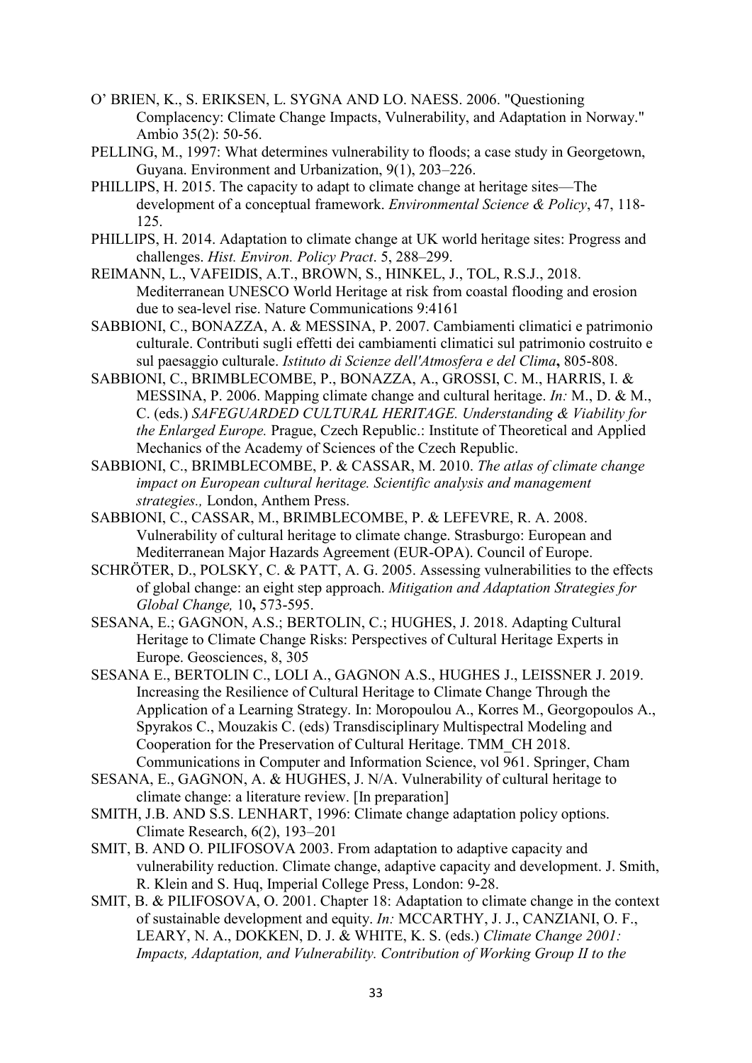O' BRIEN, K., S. ERIKSEN, L. SYGNA AND LO. NAESS. 2006. "Questioning Complacency: Climate Change Impacts, Vulnerability, and Adaptation in Norway." Ambio 35(2): 50-56.

PELLING, M., 1997: What determines vulnerability to floods; a case study in Georgetown, Guyana. Environment and Urbanization, 9(1), 203–226.

PHILLIPS, H. 2015. The capacity to adapt to climate change at heritage sites—The development of a conceptual framework. *Environmental Science & Policy*, 47, 118-125.

PHILLIPS, H. 2014. Adaptation to climate change at UK world heritage sites: Progress and challenges. *Hist. Environ. Policy Pract*. 5, 288–299.

REIMANN, L., VAFEIDIS, A.T., BROWN, S., HINKEL, J., TOL, R.S.J., 2018. Mediterranean UNESCO World Heritage at risk from coastal flooding and erosion due to sea-level rise. Nature Communications 9:4161

SABBIONI, C., BONAZZA, A. & MESSINA, P. 2007. Cambiamenti climatici e patrimonio culturale. Contributi sugli effetti dei cambiamenti climatici sul patrimonio costruito e sul paesaggio culturale. *Istituto di Scienze dell'Atmosfera e del Clima***,** 805-808.

SABBIONI, C., BRIMBLECOMBE, P., BONAZZA, A., GROSSI, C. M., HARRIS, I. & MESSINA, P. 2006. Mapping climate change and cultural heritage. *In:* M., D. & M., C. (eds.) *SAFEGUARDED CULTURAL HERITAGE. Understanding & Viability for the Enlarged Europe.* Prague, Czech Republic.: Institute of Theoretical and Applied Mechanics of the Academy of Sciences of the Czech Republic.

SABBIONI, C., BRIMBLECOMBE, P. & CASSAR, M. 2010. *The atlas of climate change impact on European cultural heritage. Scientific analysis and management strategies.,* London, Anthem Press.

SABBIONI, C., CASSAR, M., BRIMBLECOMBE, P. & LEFEVRE, R. A. 2008. Vulnerability of cultural heritage to climate change. Strasburgo: European and Mediterranean Major Hazards Agreement (EUR-OPA). Council of Europe.

SCHRÖTER, D., POLSKY, C. & PATT, A. G. 2005. Assessing vulnerabilities to the effects of global change: an eight step approach. *Mitigation and Adaptation Strategies for Global Change,* 10**,** 573-595.

SESANA, E.; GAGNON, A.S.; BERTOLIN, C.; HUGHES, J. 2018. Adapting Cultural Heritage to Climate Change Risks: Perspectives of Cultural Heritage Experts in Europe. Geosciences, 8, 305

SESANA E., BERTOLIN C., LOLI A., GAGNON A.S., HUGHES J., LEISSNER J. 2019. Increasing the Resilience of Cultural Heritage to Climate Change Through the Application of a Learning Strategy. In: Moropoulou A., Korres M., Georgopoulos A., Spyrakos C., Mouzakis C. (eds) Transdisciplinary Multispectral Modeling and Cooperation for the Preservation of Cultural Heritage. TMM_CH 2018. Communications in Computer and Information Science, vol 961. Springer, Cham

SESANA, E., GAGNON, A. & HUGHES, J. N/A. Vulnerability of cultural heritage to climate change: a literature review. [In preparation]

SMITH, J.B. AND S.S. LENHART, 1996: Climate change adaptation policy options. Climate Research, 6(2), 193–201

SMIT, B. AND O. PILIFOSOVA 2003. From adaptation to adaptive capacity and vulnerability reduction. Climate change, adaptive capacity and development. J. Smith, R. Klein and S. Huq, Imperial College Press, London: 9-28.

SMIT, B. & PILIFOSOVA, O. 2001. Chapter 18: Adaptation to climate change in the context of sustainable development and equity. *In:* MCCARTHY, J. J., CANZIANI, O. F., LEARY, N. A., DOKKEN, D. J. & WHITE, K. S. (eds.) *Climate Change 2001: Impacts, Adaptation, and Vulnerability. Contribution of Working Group II to the*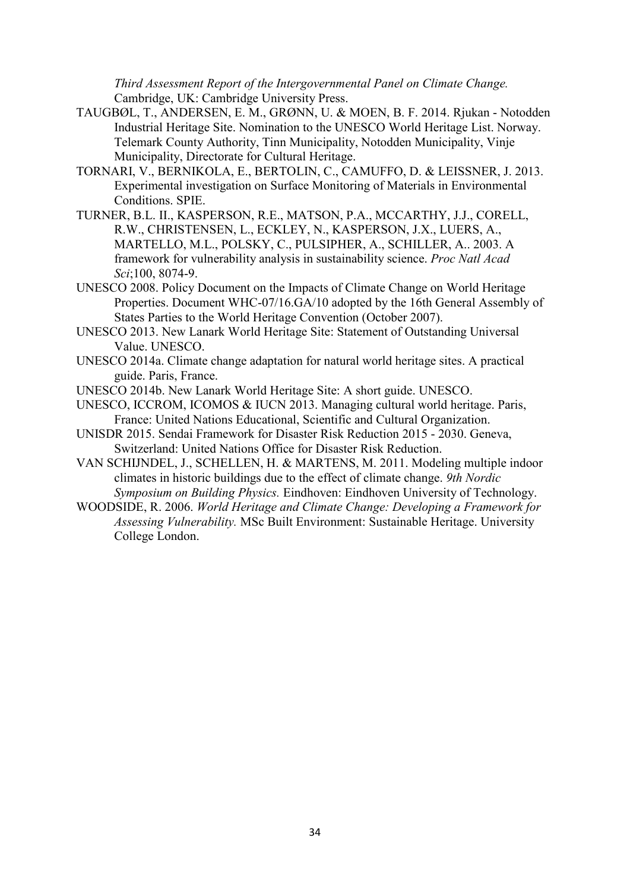*Third Assessment Report of the Intergovernmental Panel on Climate Change.* Cambridge, UK: Cambridge University Press.

TAUGBØL, T., ANDERSEN, E. M., GRØNN, U. & MOEN, B. F. 2014. Rjukan - Notodden Industrial Heritage Site. Nomination to the UNESCO World Heritage List. Norway. Telemark County Authority, Tinn Municipality, Notodden Municipality, Vinje Municipality, Directorate for Cultural Heritage.

TORNARI, V., BERNIKOLA, E., BERTOLIN, C., CAMUFFO, D. & LEISSNER, J. 2013. Experimental investigation on Surface Monitoring of Materials in Environmental Conditions. SPIE.

TURNER, B.L. II., KASPERSON, R.E., MATSON, P.A., MCCARTHY, J.J., CORELL, R.W., CHRISTENSEN, L., ECKLEY, N., KASPERSON, J.X., LUERS, A., MARTELLO, M.L., POLSKY, C., PULSIPHER, A., SCHILLER, A.. 2003. A framework for vulnerability analysis in sustainability science. *Proc Natl Acad Sci*;100, 8074-9.

UNESCO 2008. Policy Document on the Impacts of Climate Change on World Heritage Properties. Document WHC-07/16.GA/10 adopted by the 16th General Assembly of States Parties to the World Heritage Convention (October 2007).

UNESCO 2013. New Lanark World Heritage Site: Statement of Outstanding Universal Value. UNESCO.

UNESCO 2014a. Climate change adaptation for natural world heritage sites. A practical guide. Paris, France.

UNESCO 2014b. New Lanark World Heritage Site: A short guide. UNESCO.

UNESCO, ICCROM, ICOMOS & IUCN 2013. Managing cultural world heritage. Paris, France: United Nations Educational, Scientific and Cultural Organization.

UNISDR 2015. Sendai Framework for Disaster Risk Reduction 2015 - 2030. Geneva, Switzerland: United Nations Office for Disaster Risk Reduction.

VAN SCHIJNDEL, J., SCHELLEN, H. & MARTENS, M. 2011. Modeling multiple indoor climates in historic buildings due to the effect of climate change. *9th Nordic Symposium on Building Physics.* Eindhoven: Eindhoven University of Technology.

WOODSIDE, R. 2006. *World Heritage and Climate Change: Developing a Framework for Assessing Vulnerability.* MSc Built Environment: Sustainable Heritage. University College London.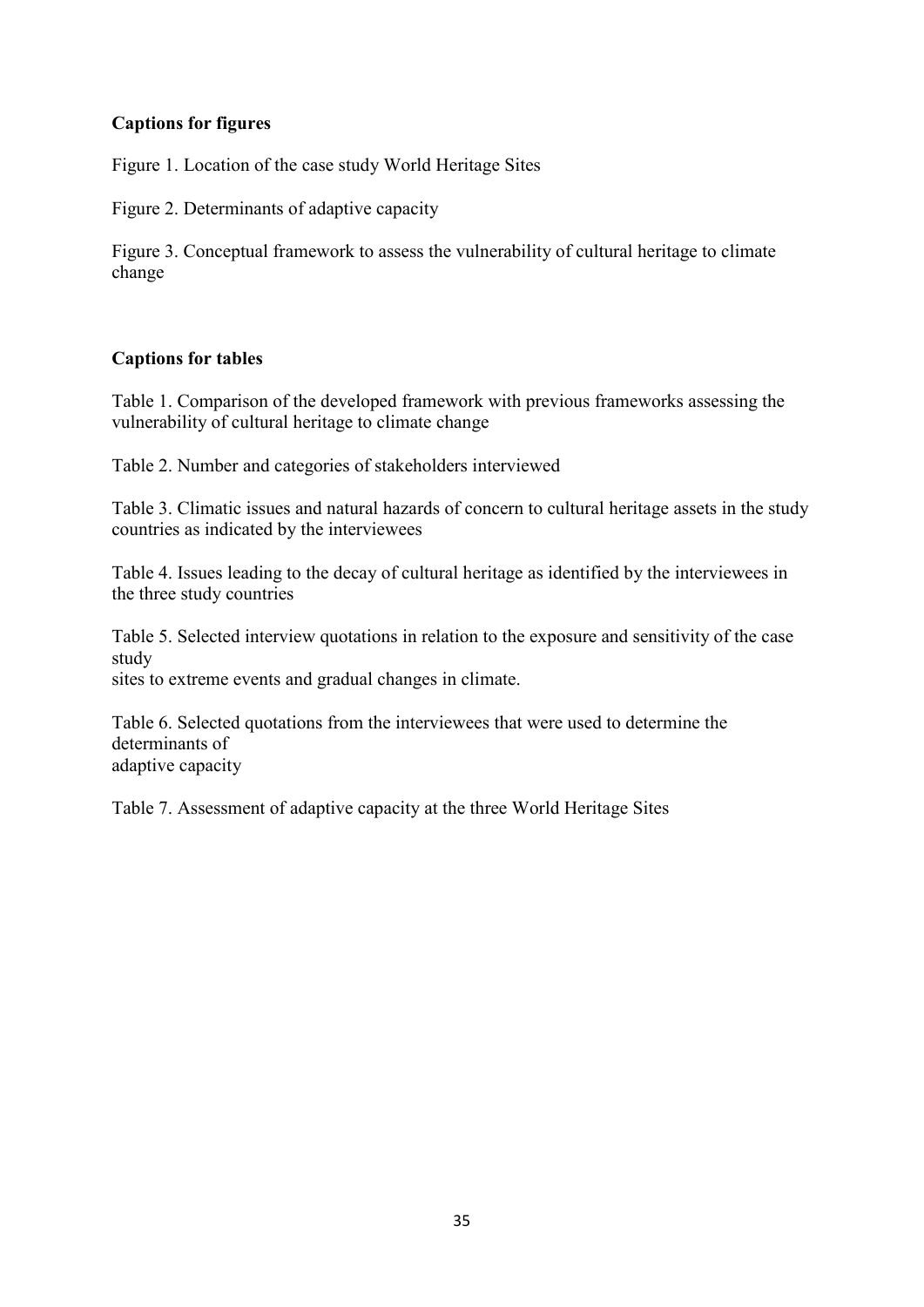**Captions for figures**

Figure 1. Location of the case study World Heritage Sites

Figure 2. Determinants of adaptive capacity

Figure 3. Conceptual framework to assess the vulnerability of cultural heritage to climate change

**Captions for tables**

Table 1. Comparison of the developed framework with previous frameworks assessing the vulnerability of cultural heritage to climate change

Table 2. Number and categories of stakeholders interviewed

Table 3. Climatic issues and natural hazards of concern to cultural heritage assets in the study countries as indicated by the interviewees

Table 4. Issues leading to the decay of cultural heritage as identified by the interviewees in the three study countries

Table 5. Selected interview quotations in relation to the exposure and sensitivity of the case study sites to extreme events and gradual changes in climate.

Table 6. Selected quotations from the interviewees that were used to determine the determinants of adaptive capacity

Table 7. Assessment of adaptive capacity at the three World Heritage Sites